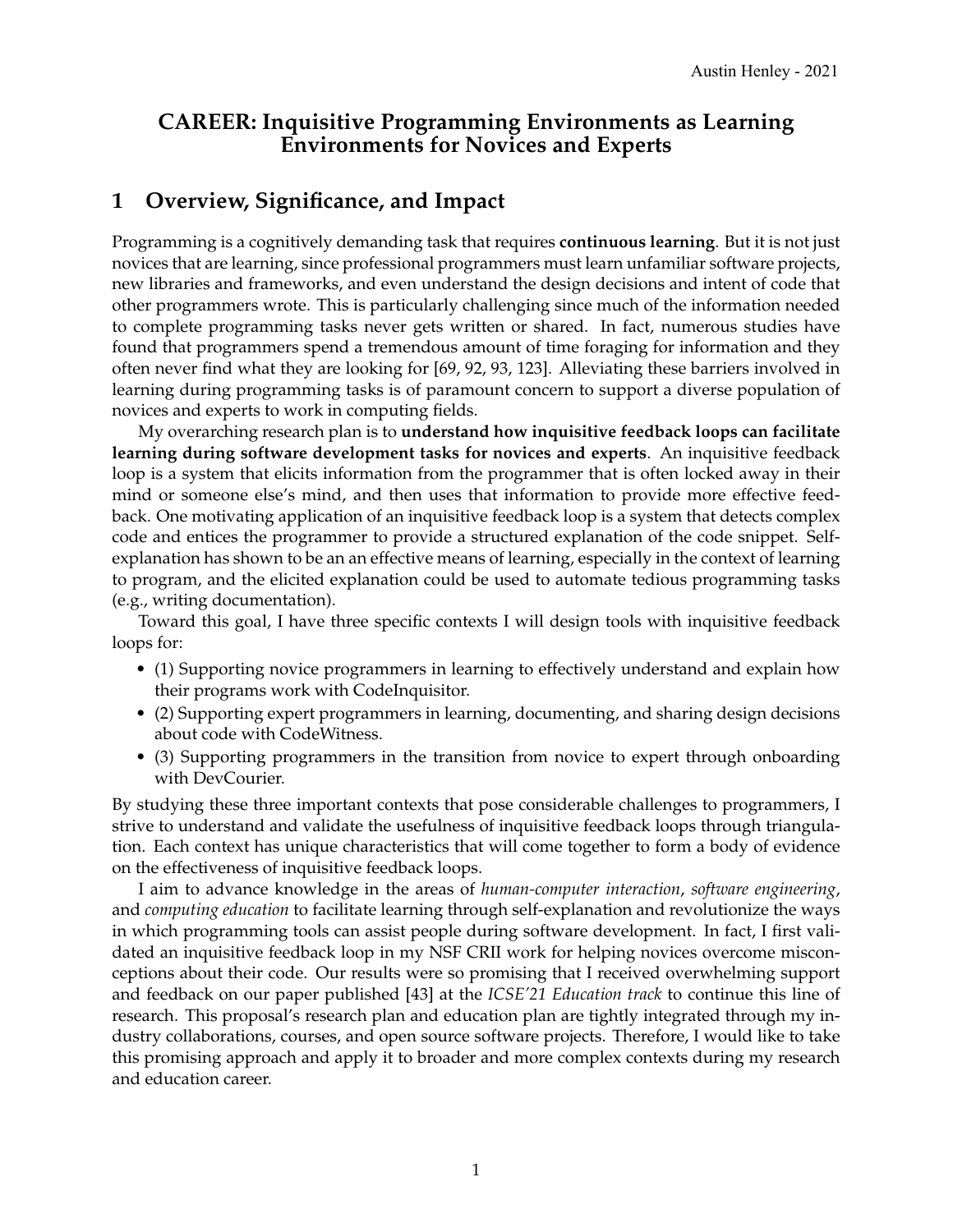# CAREER: Inquisitive Programming Environments as Learning Environments for Novices and Experts

## 1 Overview, Significance, and Impact

Programming is a cognitively demanding task that requires **continuous learning**. But it is not just novices that are learning, since professional programmers must learn unfamiliar software projects, new libraries and frameworks, and even understand the design decisions and intent of code that other programmers wrote. This is particularly challenging since much of the information needed to complete programming tasks never gets written or shared. In fact, numerous studies have found that programmers spend a tremendous amount of time foraging for information and they often never find what they are looking for [69, 92, 93, 123]. Alleviating these barriers involved in learning during programming tasks is of paramount concern to support a diverse population of novices and experts to work in computing fields.

My overarching research plan is to **understand how inquisitive feedback loops can facilitate learning during software development tasks for novices and experts**. An inquisitive feedback loop is a system that elicits information from the programmer that is often locked away in their mind or someone else's mind, and then uses that information to provide more effective feedback. One motivating application of an inquisitive feedback loop is a system that detects complex code and entices the programmer to provide a structured explanation of the code snippet. Self-explanation has shown to be an an effective means of learning, especially in the context of learning to program, and the elicited explanation could be used to automate tedious programming tasks (e.g., writing documentation).

Toward this goal, I have three specific contexts I will design tools with inquisitive feedback loops for:

- (1) Supporting novice programmers in learning to effectively understand and explain how their programs work with CodeInquisitor.
- (2) Supporting expert programmers in learning, documenting, and sharing design decisions about code with CodeWitness.
- (3) Supporting programmers in the transition from novice to expert through onboarding with DevCourier.

By studying these three important contexts that pose considerable challenges to programmers, I strive to understand and validate the usefulness of inquisitive feedback loops through triangulation. Each context has unique characteristics that will come together to form a body of evidence on the effectiveness of inquisitive feedback loops.

I aim to advance knowledge in the areas of *human-computer interaction*, *software engineering*, and *computing education* to facilitate learning through self-explanation and revolutionize the ways in which programming tools can assist people during software development. In fact, I first validated an inquisitive feedback loop in my NSF CRII work for helping novices overcome misconceptions about their code. Our results were so promising that I received overwhelming support and feedback on our paper published [43] at the *ICSE'21 Education track* to continue this line of research. This proposal's research plan and education plan are tightly integrated through my industry collaborations, courses, and open source software projects. Therefore, I would like to take this promising approach and apply it to broader and more complex contexts during my research and education career.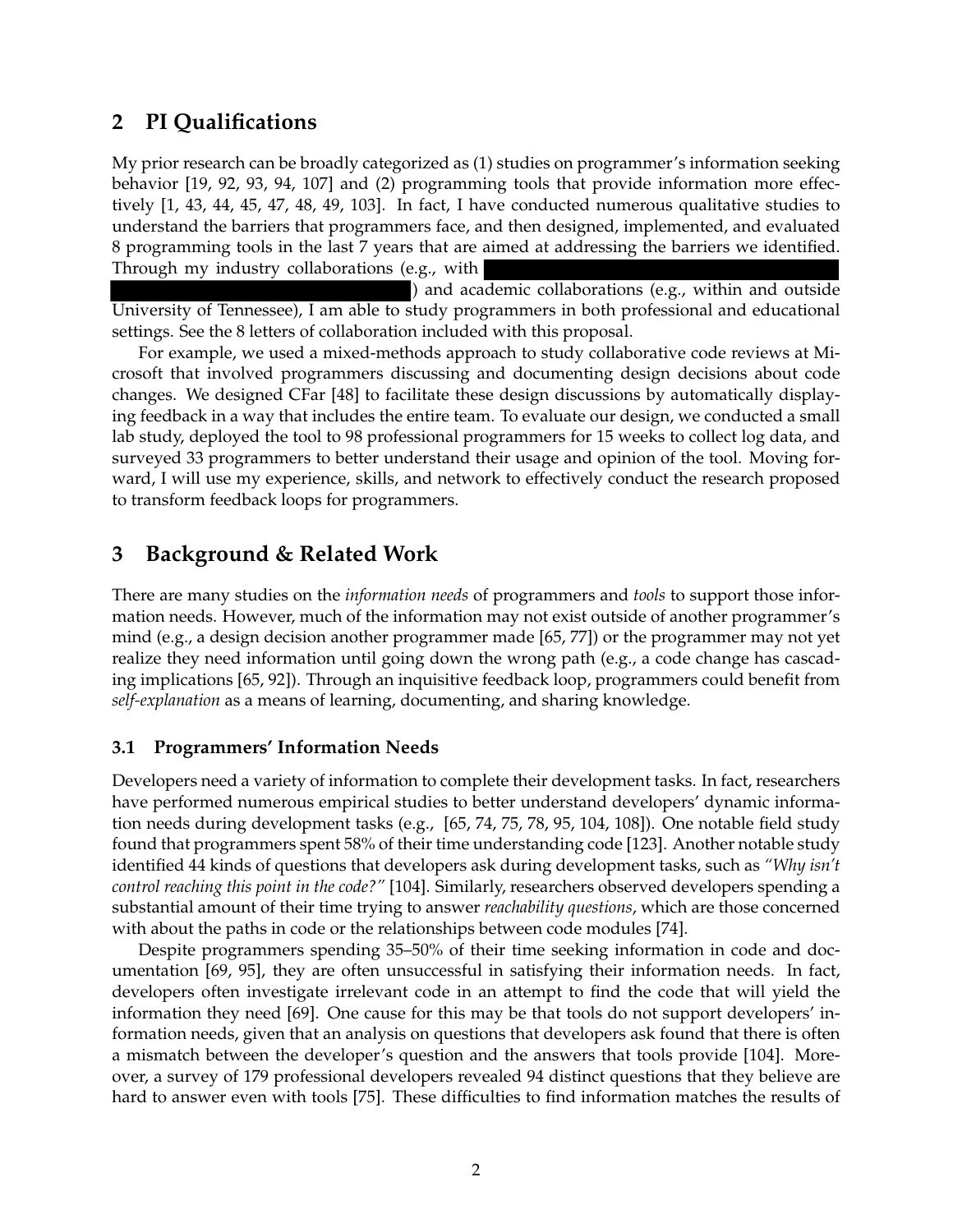## 2 PI Qualifications

My prior research can be broadly categorized as (1) studies on programmer's information seeking behavior [19, 92, 93, 94, 107] and (2) programming tools that provide information more effectively [1, 43, 44, 45, 47, 48, 49, 103]. In fact, I have conducted numerous qualitative studies to understand the barriers that programmers face, and then designed, implemented, and evaluated 8 programming tools in the last 7 years that are aimed at addressing the barriers we identified. Through my industry collaborations (e.g., with ) and academic collaborations (e.g., within and outside University of Tennessee), I am able to study programmers in both professional and educational settings. See the 8 letters of collaboration included with this proposal.

For example, we used a mixed-methods approach to study collaborative code reviews at Microsoft that involved programmers discussing and documenting design decisions about code changes. We designed CFar [48] to facilitate these design discussions by automatically displaying feedback in a way that includes the entire team. To evaluate our design, we conducted a small lab study, deployed the tool to 98 professional programmers for 15 weeks to collect log data, and surveyed 33 programmers to better understand their usage and opinion of the tool. Moving forward, I will use my experience, skills, and network to effectively conduct the research proposed to transform feedback loops for programmers.

## 3 Background & Related Work

There are many studies on the *information needs* of programmers and *tools* to support those information needs. However, much of the information may not exist outside of another programmer's mind (e.g., a design decision another programmer made [65, 77]) or the programmer may not yet realize they need information until going down the wrong path (e.g., a code change has cascading implications [65, 92]). Through an inquisitive feedback loop, programmers could benefit from *self-explanation* as a means of learning, documenting, and sharing knowledge.

### 3.1 Programmers' Information Needs

Developers need a variety of information to complete their development tasks. In fact, researchers have performed numerous empirical studies to better understand developers' dynamic information needs during development tasks (e.g., [65, 74, 75, 78, 95, 104, 108]). One notable field study found that programmers spent 58% of their time understanding code [123]. Another notable study identified 44 kinds of questions that developers ask during development tasks, such as *"Why isn't control reaching this point in the code?"* [104]. Similarly, researchers observed developers spending a substantial amount of their time trying to answer *reachability questions*, which are those concerned with about the paths in code or the relationships between code modules [74].

Despite programmers spending 35–50% of their time seeking information in code and documentation [69, 95], they are often unsuccessful in satisfying their information needs. In fact, developers often investigate irrelevant code in an attempt to find the code that will yield the information they need [69]. One cause for this may be that tools do not support developers' information needs, given that an analysis on questions that developers ask found that there is often a mismatch between the developer's question and the answers that tools provide [104]. Moreover, a survey of 179 professional developers revealed 94 distinct questions that they believe are hard to answer even with tools [75]. These difficulties to find information matches the results of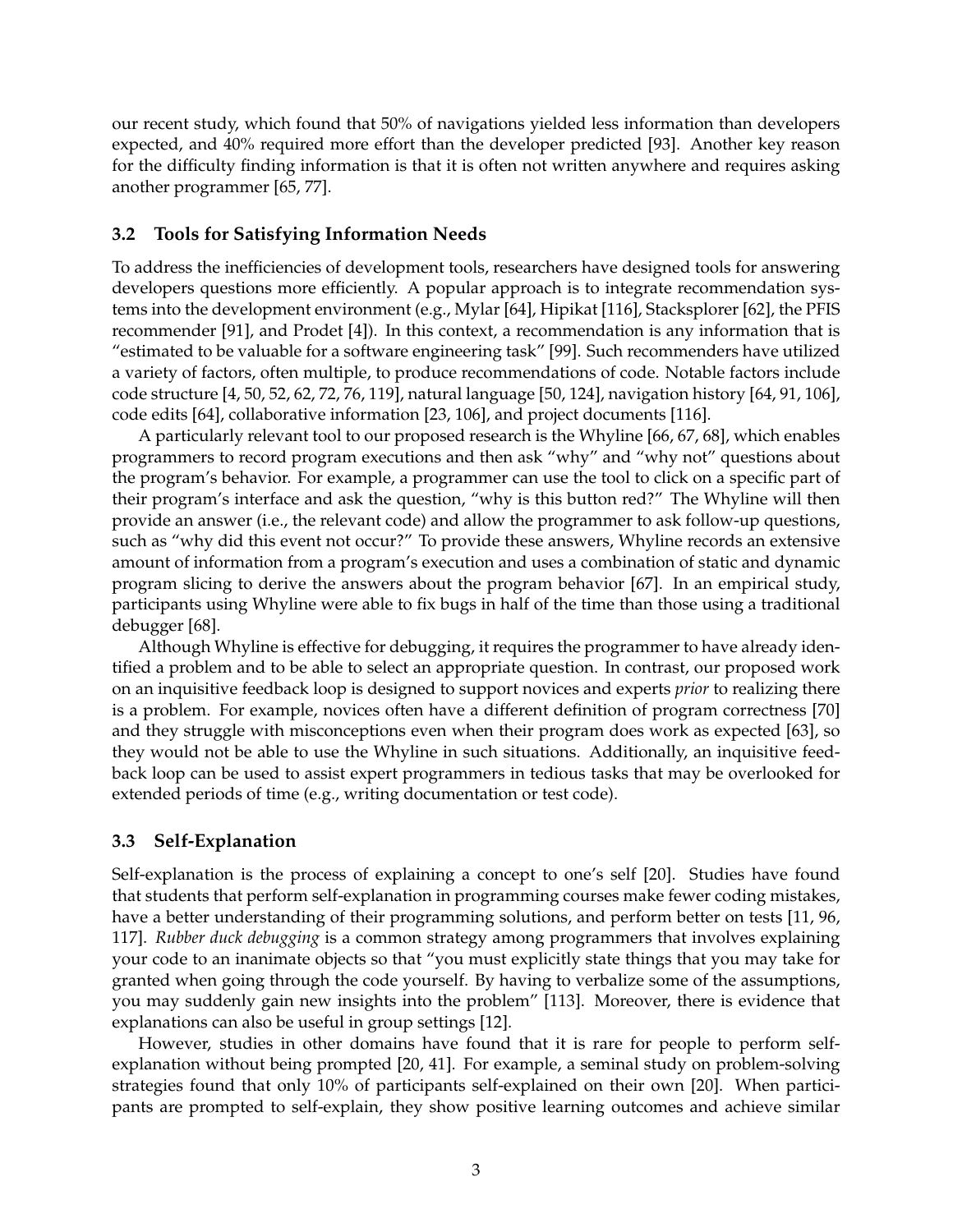our recent study, which found that 50% of navigations yielded less information than developers expected, and 40% required more effort than the developer predicted [93]. Another key reason for the difficulty finding information is that it is often not written anywhere and requires asking another programmer [65, 77].

### 3.2 Tools for Satisfying Information Needs

To address the inefficiencies of development tools, researchers have designed tools for answering developers questions more efficiently. A popular approach is to integrate recommendation systems into the development environment (e.g., Mylar [64], Hipikat [116], Stacksplorer [62], the PFIS recommender [91], and Prodet [4]). In this context, a recommendation is any information that is "estimated to be valuable for a software engineering task" [99]. Such recommenders have utilized a variety of factors, often multiple, to produce recommendations of code. Notable factors include code structure [4, 50, 52, 62, 72, 76, 119], natural language [50, 124], navigation history [64, 91, 106], code edits [64], collaborative information [23, 106], and project documents [116].

A particularly relevant tool to our proposed research is the Whyline [66, 67, 68], which enables programmers to record program executions and then ask "why" and "why not" questions about the program's behavior. For example, a programmer can use the tool to click on a specific part of their program's interface and ask the question, "why is this button red?" The Whyline will then provide an answer (i.e., the relevant code) and allow the programmer to ask follow-up questions, such as "why did this event not occur?" To provide these answers, Whyline records an extensive amount of information from a program's execution and uses a combination of static and dynamic program slicing to derive the answers about the program behavior [67]. In an empirical study, participants using Whyline were able to fix bugs in half of the time than those using a traditional debugger [68].

Although Whyline is effective for debugging, it requires the programmer to have already identified a problem and to be able to select an appropriate question. In contrast, our proposed work on an inquisitive feedback loop is designed to support novices and experts *prior* to realizing there is a problem. For example, novices often have a different definition of program correctness [70] and they struggle with misconceptions even when their program does work as expected [63], so they would not be able to use the Whyline in such situations. Additionally, an inquisitive feedback loop can be used to assist expert programmers in tedious tasks that may be overlooked for extended periods of time (e.g., writing documentation or test code).

### 3.3 Self-Explanation

Self-explanation is the process of explaining a concept to one's self [20]. Studies have found that students that perform self-explanation in programming courses make fewer coding mistakes, have a better understanding of their programming solutions, and perform better on tests [11, 96, 117]. *Rubber duck debugging* is a common strategy among programmers that involves explaining your code to an inanimate objects so that "you must explicitly state things that you may take for granted when going through the code yourself. By having to verbalize some of the assumptions, you may suddenly gain new insights into the problem" [113]. Moreover, there is evidence that explanations can also be useful in group settings [12].

However, studies in other domains have found that it is rare for people to perform self-explanation without being prompted [20, 41]. For example, a seminal study on problem-solving strategies found that only 10% of participants self-explained on their own [20]. When participants are prompted to self-explain, they show positive learning outcomes and achieve similar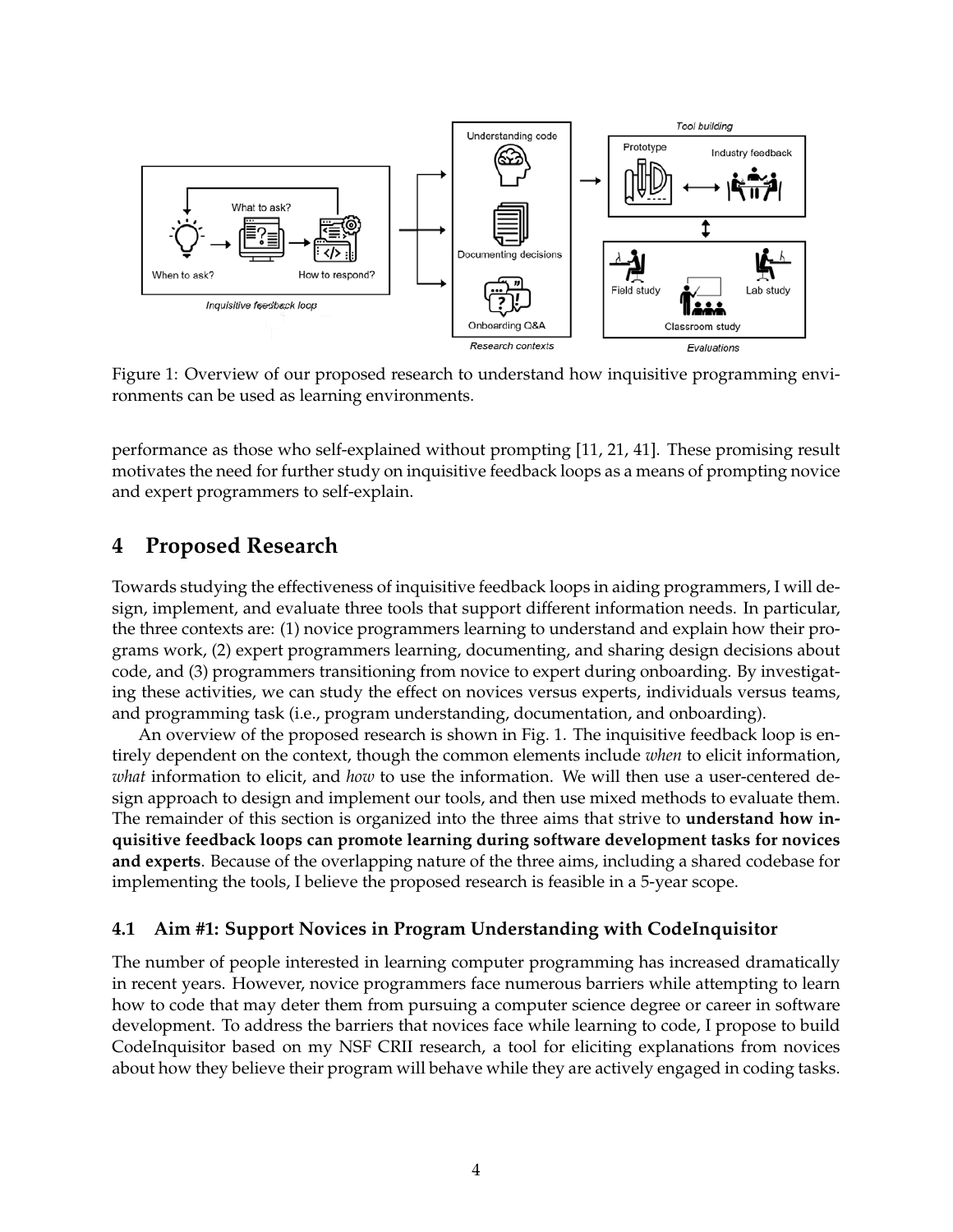Inquisitive feedback loop

When to ask?

What to ask?

How to respond?

Understanding code

Documenting decisions

Onboarding Q&A

Research contexts

Tool building

Prototype

Industry feedback

Field study

Lab study

Classroom study

Evaluations

Figure 1: Overview of our proposed research to understand how inquisitive programming environments can be used as learning environments.

performance as those who self-explained without prompting [11, 21, 41]. These promising result motivates the need for further study on inquisitive feedback loops as a means of prompting novice and expert programmers to self-explain.

## 4 Proposed Research

Towards studying the effectiveness of inquisitive feedback loops in aiding programmers, I will design, implement, and evaluate three tools that support different information needs. In particular, the three contexts are: (1) novice programmers learning to understand and explain how their programs work, (2) expert programmers learning, documenting, and sharing design decisions about code, and (3) programmers transitioning from novice to expert during onboarding. By investigating these activities, we can study the effect on novices versus experts, individuals versus teams, and programming task (i.e., program understanding, documentation, and onboarding).

An overview of the proposed research is shown in Fig. 1. The inquisitive feedback loop is entirely dependent on the context, though the common elements include *when* to elicit information, *what* information to elicit, and *how* to use the information. We will then use a user-centered design approach to design and implement our tools, and then use mixed methods to evaluate them. The remainder of this section is organized into the three aims that strive to **understand how inquisitive feedback loops can promote learning during software development tasks for novices and experts**. Because of the overlapping nature of the three aims, including a shared codebase for implementing the tools, I believe the proposed research is feasible in a 5-year scope.

### 4.1 Aim #1: Support Novices in Program Understanding with CodeInquisitor

The number of people interested in learning computer programming has increased dramatically in recent years. However, novice programmers face numerous barriers while attempting to learn how to code that may deter them from pursuing a computer science degree or career in software development. To address the barriers that novices face while learning to code, I propose to build CodeInquisitor based on my NSF CRII research, a tool for eliciting explanations from novices about how they believe their program will behave while they are actively engaged in coding tasks.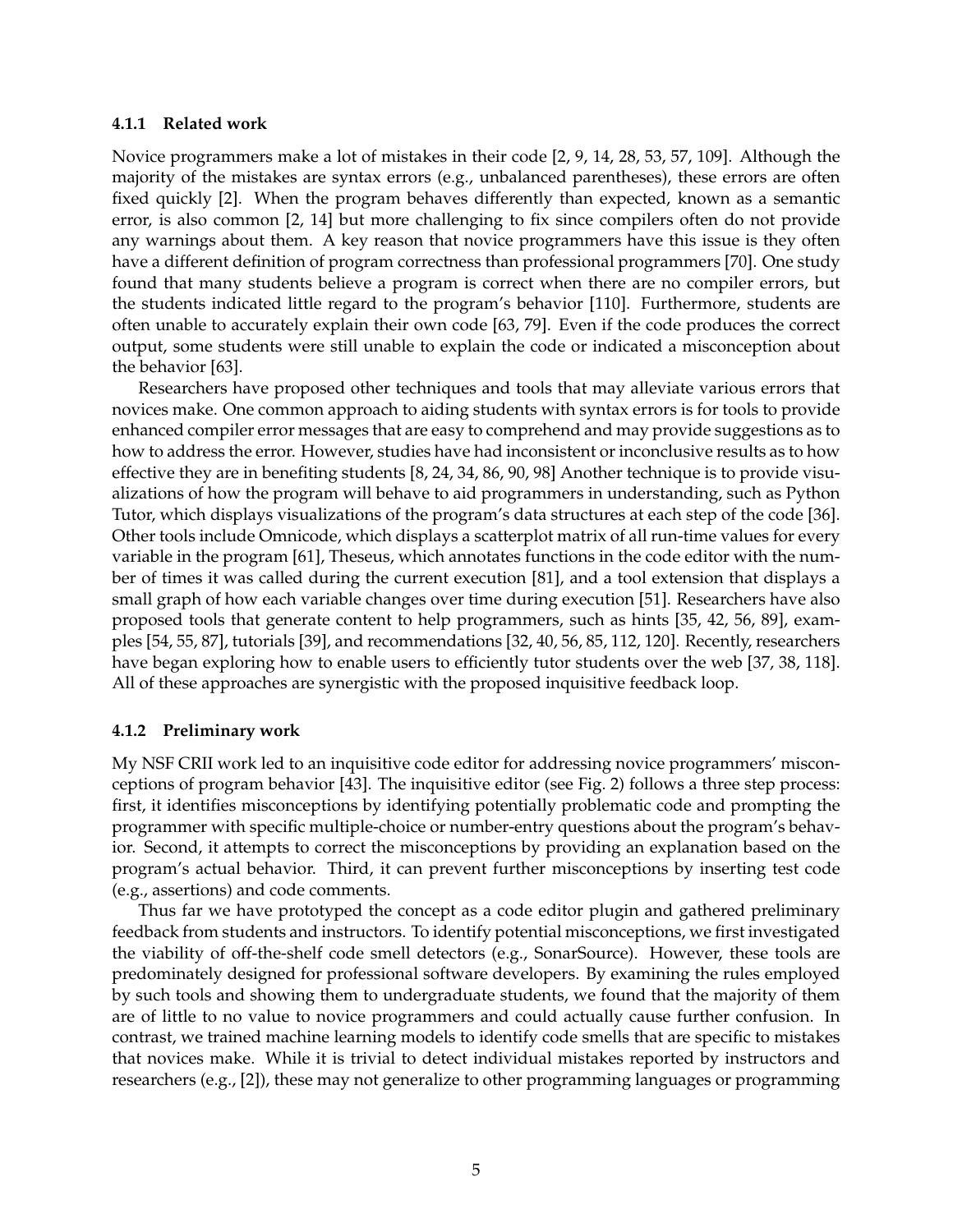### 4.1.1 Related work

Novice programmers make a lot of mistakes in their code [2, 9, 14, 28, 53, 57, 109]. Although the majority of the mistakes are syntax errors (e.g., unbalanced parentheses), these errors are often fixed quickly [2]. When the program behaves differently than expected, known as a semantic error, is also common [2, 14] but more challenging to fix since compilers often do not provide any warnings about them. A key reason that novice programmers have this issue is they often have a different definition of program correctness than professional programmers [70]. One study found that many students believe a program is correct when there are no compiler errors, but the students indicated little regard to the program's behavior [110]. Furthermore, students are often unable to accurately explain their own code [63, 79]. Even if the code produces the correct output, some students were still unable to explain the code or indicated a misconception about the behavior [63].

Researchers have proposed other techniques and tools that may alleviate various errors that novices make. One common approach to aiding students with syntax errors is for tools to provide enhanced compiler error messages that are easy to comprehend and may provide suggestions as to how to address the error. However, studies have had inconsistent or inconclusive results as to how effective they are in benefiting students [8, 24, 34, 86, 90, 98] Another technique is to provide visualizations of how the program will behave to aid programmers in understanding, such as Python Tutor, which displays visualizations of the program's data structures at each step of the code [36]. Other tools include Omnicode, which displays a scatterplot matrix of all run-time values for every variable in the program [61], Theseus, which annotates functions in the code editor with the number of times it was called during the current execution [81], and a tool extension that displays a small graph of how each variable changes over time during execution [51]. Researchers have also proposed tools that generate content to help programmers, such as hints [35, 42, 56, 89], examples [54, 55, 87], tutorials [39], and recommendations [32, 40, 56, 85, 112, 120]. Recently, researchers have began exploring how to enable users to efficiently tutor students over the web [37, 38, 118]. All of these approaches are synergistic with the proposed inquisitive feedback loop.

### 4.1.2 Preliminary work

My NSF CRII work led to an inquisitive code editor for addressing novice programmers' misconceptions of program behavior [43]. The inquisitive editor (see Fig. 2) follows a three step process: first, it identifies misconceptions by identifying potentially problematic code and prompting the programmer with specific multiple-choice or number-entry questions about the program's behavior. Second, it attempts to correct the misconceptions by providing an explanation based on the program's actual behavior. Third, it can prevent further misconceptions by inserting test code (e.g., assertions) and code comments.

Thus far we have prototyped the concept as a code editor plugin and gathered preliminary feedback from students and instructors. To identify potential misconceptions, we first investigated the viability of off-the-shelf code smell detectors (e.g., SonarSource). However, these tools are predominately designed for professional software developers. By examining the rules employed by such tools and showing them to undergraduate students, we found that the majority of them are of little to no value to novice programmers and could actually cause further confusion. In contrast, we trained machine learning models to identify code smells that are specific to mistakes that novices make. While it is trivial to detect individual mistakes reported by instructors and researchers (e.g., [2]), these may not generalize to other programming languages or programming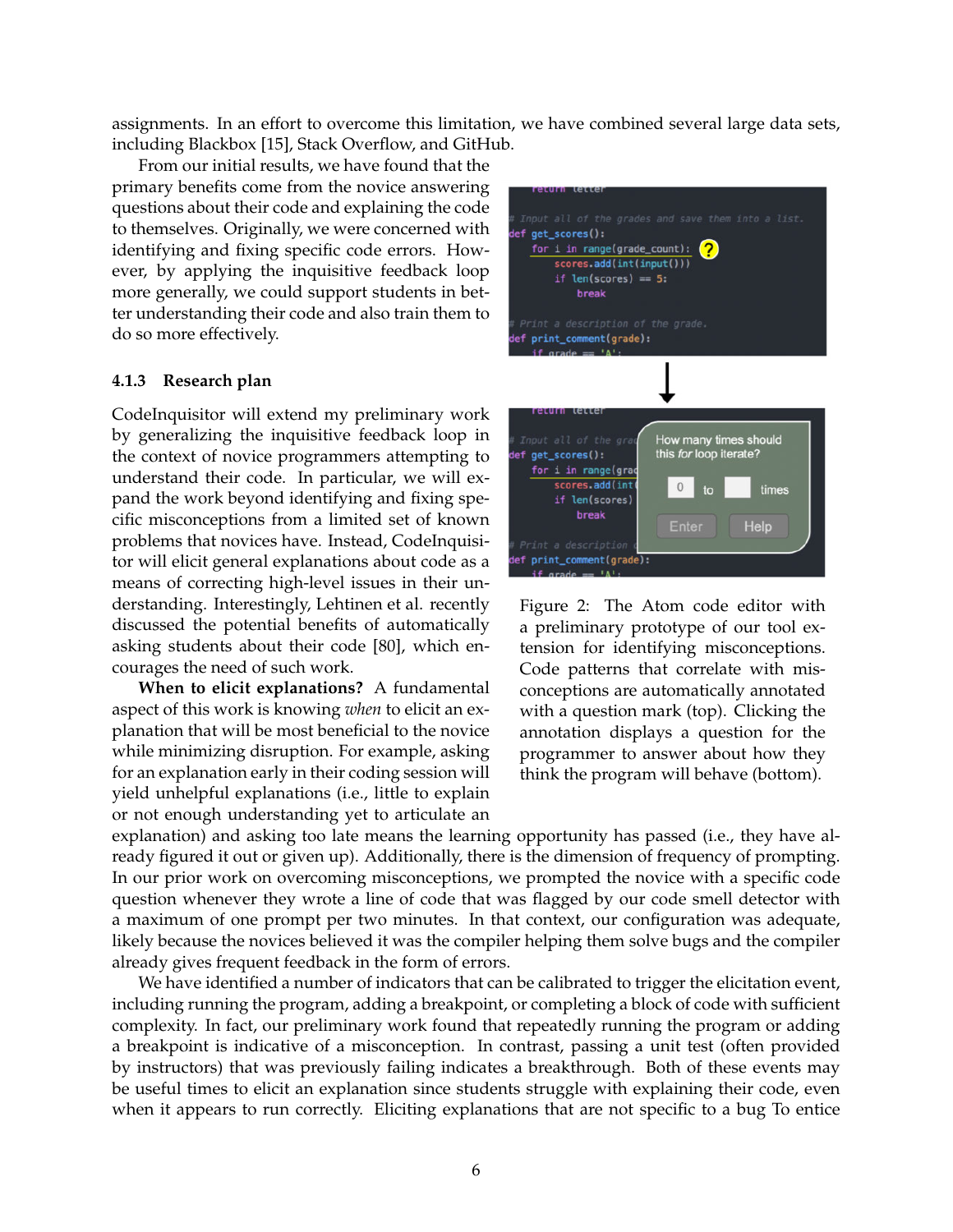assignments. In an effort to overcome this limitation, we have combined several large data sets, including Blackbox [15], Stack Overflow, and GitHub.

From our initial results, we have found that the primary benefits come from the novice answering questions about their code and explaining the code to themselves. Originally, we were concerned with identifying and fixing specific code errors. However, by applying the inquisitive feedback loop more generally, we could support students in better understanding their code and also train them to do so more effectively.

#### 4.1.3 Research plan

CodeInquisitor will extend my preliminary work by generalizing the inquisitive feedback loop in the context of novice programmers attempting to understand their code. In particular, we will expand the work beyond identifying and fixing specific misconceptions from a limited set of known problems that novices have. Instead, CodeInquisitor will elicit general explanations about code as a means of correcting high-level issues in their understanding. Interestingly, Lehtinen et al. recently discussed the potential benefits of automatically asking students about their code [80], which encourages the need of such work.

Figure 2: The Atom code editor with a preliminary prototype of our tool extension for identifying misconceptions. Code patterns that correlate with misconceptions are automatically annotated with a question mark (top). Clicking the annotation displays a question for the programmer to answer about how they think the program will behave (bottom).

**When to elicit explanations?** A fundamental aspect of this work is knowing *when* to elicit an explanation that will be most beneficial to the novice while minimizing disruption. For example, asking for an explanation early in their coding session will yield unhelpful explanations (i.e., little to explain or not enough understanding yet to articulate an explanation) and asking too late means the learning opportunity has passed (i.e., they have already figured it out or given up). Additionally, there is the dimension of frequency of prompting. In our prior work on overcoming misconceptions, we prompted the novice with a specific code question whenever they wrote a line of code that was flagged by our code smell detector with a maximum of one prompt per two minutes. In that context, our configuration was adequate, likely because the novices believed it was the compiler helping them solve bugs and the compiler already gives frequent feedback in the form of errors.

We have identified a number of indicators that can be calibrated to trigger the elicitation event, including running the program, adding a breakpoint, or completing a block of code with sufficient complexity. In fact, our preliminary work found that repeatedly running the program or adding a breakpoint is indicative of a misconception. In contrast, passing a unit test (often provided by instructors) that was previously failing indicates a breakthrough. Both of these events may be useful times to elicit an explanation since students struggle with explaining their code, even when it appears to run correctly. Eliciting explanations that are not specific to a bug To entice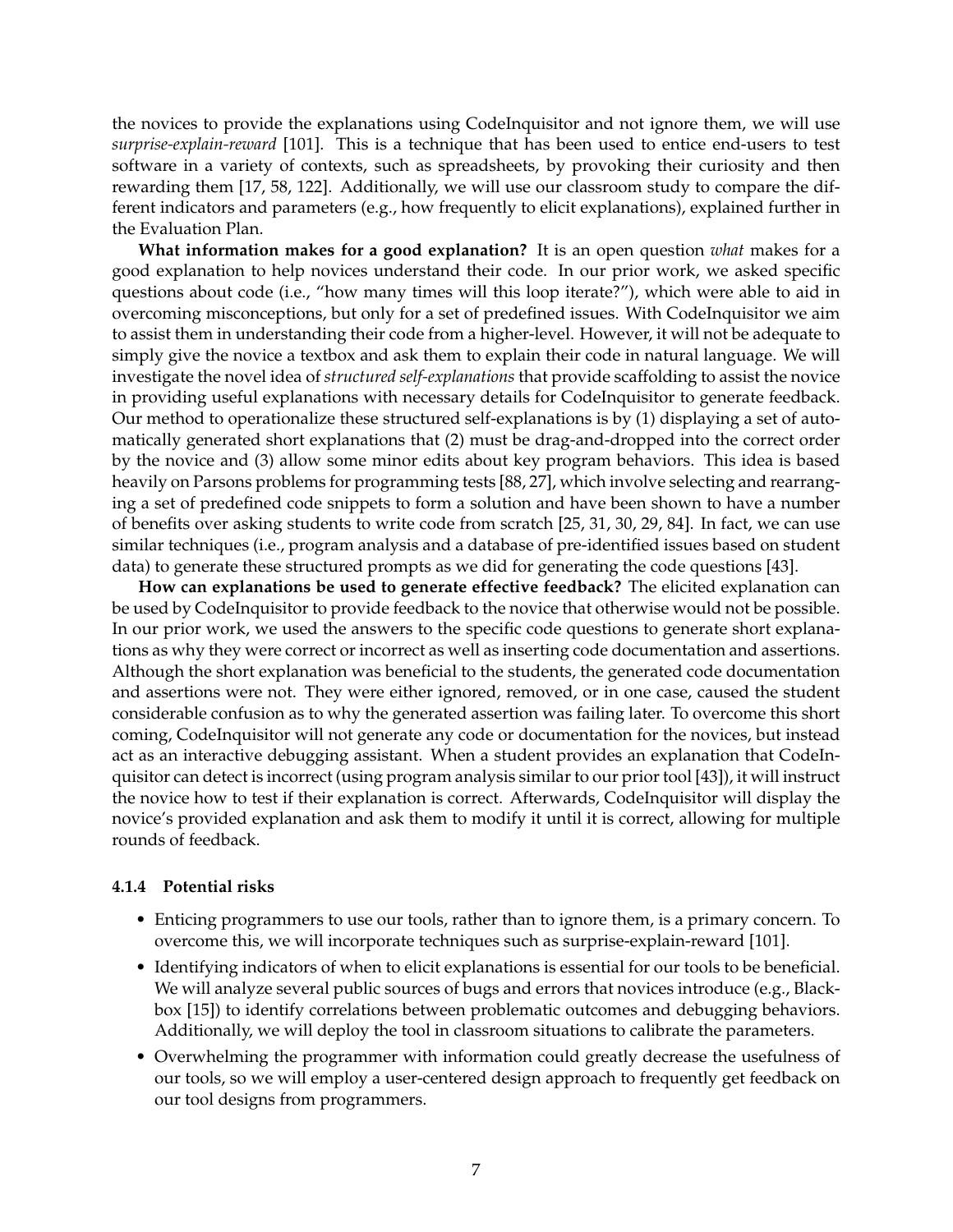the novices to provide the explanations using CodeInquisitor and not ignore them, we will use *surprise-explain-reward* [101]. This is a technique that has been used to entice end-users to test software in a variety of contexts, such as spreadsheets, by provoking their curiosity and then rewarding them [17, 58, 122]. Additionally, we will use our classroom study to compare the different indicators and parameters (e.g., how frequently to elicit explanations), explained further in the Evaluation Plan.

**What information makes for a good explanation?** It is an open question *what* makes for a good explanation to help novices understand their code. In our prior work, we asked specific questions about code (i.e., "how many times will this loop iterate?"), which were able to aid in overcoming misconceptions, but only for a set of predefined issues. With CodeInquisitor we aim to assist them in understanding their code from a higher-level. However, it will not be adequate to simply give the novice a textbox and ask them to explain their code in natural language. We will investigate the novel idea of *structured self-explanations* that provide scaffolding to assist the novice in providing useful explanations with necessary details for CodeInquisitor to generate feedback. Our method to operationalize these structured self-explanations is by (1) displaying a set of automatically generated short explanations that (2) must be drag-and-dropped into the correct order by the novice and (3) allow some minor edits about key program behaviors. This idea is based heavily on Parsons problems for programming tests [88, 27], which involve selecting and rearranging a set of predefined code snippets to form a solution and have been shown to have a number of benefits over asking students to write code from scratch [25, 31, 30, 29, 84]. In fact, we can use similar techniques (i.e., program analysis and a database of pre-identified issues based on student data) to generate these structured prompts as we did for generating the code questions [43].

**How can explanations be used to generate effective feedback?** The elicited explanation can be used by CodeInquisitor to provide feedback to the novice that otherwise would not be possible. In our prior work, we used the answers to the specific code questions to generate short explanations as why they were correct or incorrect as well as inserting code documentation and assertions. Although the short explanation was beneficial to the students, the generated code documentation and assertions were not. They were either ignored, removed, or in one case, caused the student considerable confusion as to why the generated assertion was failing later. To overcome this short coming, CodeInquisitor will not generate any code or documentation for the novices, but instead act as an interactive debugging assistant. When a student provides an explanation that CodeInquisitor can detect is incorrect (using program analysis similar to our prior tool [43]), it will instruct the novice how to test if their explanation is correct. Afterwards, CodeInquisitor will display the novice's provided explanation and ask them to modify it until it is correct, allowing for multiple rounds of feedback.

#### 4.1.4 Potential risks

- Enticing programmers to use our tools, rather than to ignore them, is a primary concern. To overcome this, we will incorporate techniques such as surprise-explain-reward [101].
- Identifying indicators of when to elicit explanations is essential for our tools to be beneficial. We will analyze several public sources of bugs and errors that novices introduce (e.g., Blackbox [15]) to identify correlations between problematic outcomes and debugging behaviors. Additionally, we will deploy the tool in classroom situations to calibrate the parameters.
- Overwhelming the programmer with information could greatly decrease the usefulness of our tools, so we will employ a user-centered design approach to frequently get feedback on our tool designs from programmers.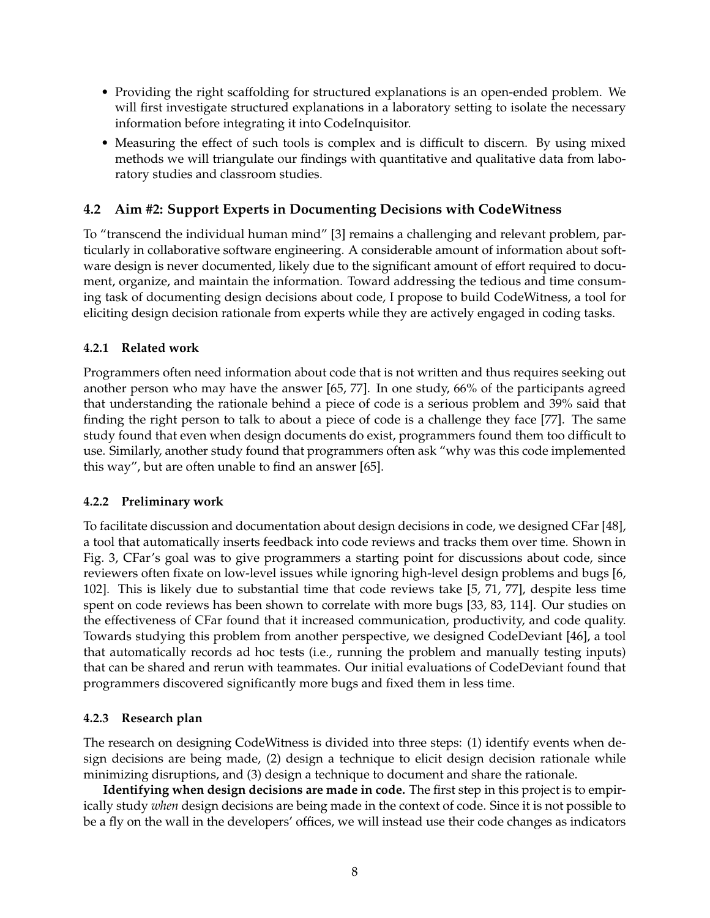- Providing the right scaffolding for structured explanations is an open-ended problem. We will first investigate structured explanations in a laboratory setting to isolate the necessary information before integrating it into CodeInquisitor.
- Measuring the effect of such tools is complex and is difficult to discern. By using mixed methods we will triangulate our findings with quantitative and qualitative data from laboratory studies and classroom studies.

### 4.2 Aim #2: Support Experts in Documenting Decisions with CodeWitness

To "transcend the individual human mind" [3] remains a challenging and relevant problem, particularly in collaborative software engineering. A considerable amount of information about software design is never documented, likely due to the significant amount of effort required to document, organize, and maintain the information. Toward addressing the tedious and time consuming task of documenting design decisions about code, I propose to build CodeWitness, a tool for eliciting design decision rationale from experts while they are actively engaged in coding tasks.

#### 4.2.1 Related work

Programmers often need information about code that is not written and thus requires seeking out another person who may have the answer [65, 77]. In one study, 66% of the participants agreed that understanding the rationale behind a piece of code is a serious problem and 39% said that finding the right person to talk to about a piece of code is a challenge they face [77]. The same study found that even when design documents do exist, programmers found them too difficult to use. Similarly, another study found that programmers often ask "why was this code implemented this way", but are often unable to find an answer [65].

#### 4.2.2 Preliminary work

To facilitate discussion and documentation about design decisions in code, we designed CFar [48], a tool that automatically inserts feedback into code reviews and tracks them over time. Shown in Fig. 3, CFar's goal was to give programmers a starting point for discussions about code, since reviewers often fixate on low-level issues while ignoring high-level design problems and bugs [6, 102]. This is likely due to substantial time that code reviews take [5, 71, 77], despite less time spent on code reviews has been shown to correlate with more bugs [33, 83, 114]. Our studies on the effectiveness of CFar found that it increased communication, productivity, and code quality. Towards studying this problem from another perspective, we designed CodeDeviant [46], a tool that automatically records ad hoc tests (i.e., running the problem and manually testing inputs) that can be shared and rerun with teammates. Our initial evaluations of CodeDeviant found that programmers discovered significantly more bugs and fixed them in less time.

#### 4.2.3 Research plan

The research on designing CodeWitness is divided into three steps: (1) identify events when design decisions are being made, (2) design a technique to elicit design decision rationale while minimizing disruptions, and (3) design a technique to document and share the rationale.

**Identifying when design decisions are made in code.** The first step in this project is to empirically study *when* design decisions are being made in the context of code. Since it is not possible to be a fly on the wall in the developers' offices, we will instead use their code changes as indicators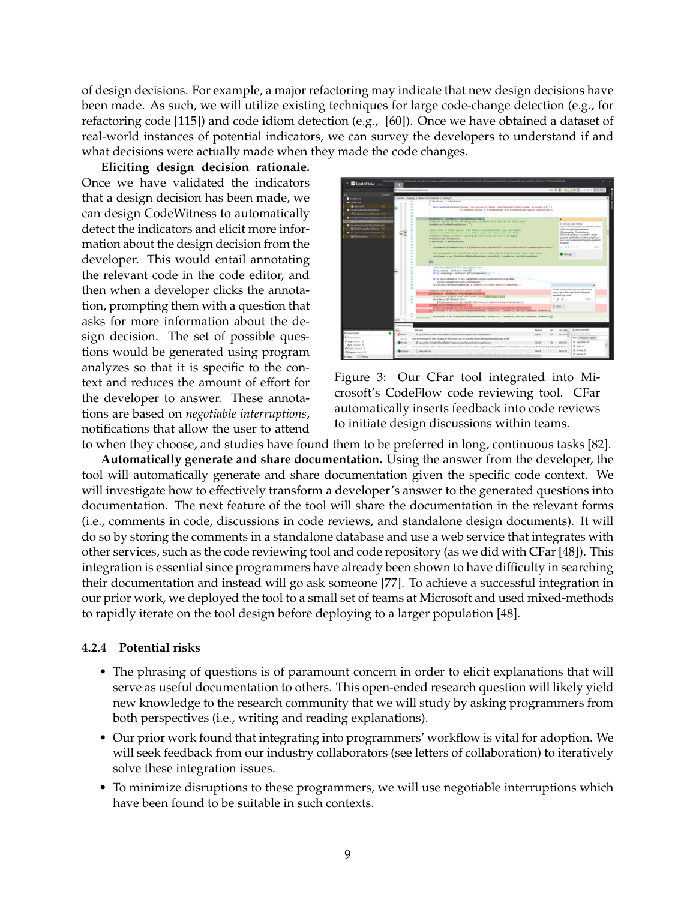of design decisions. For example, a major refactoring may indicate that new design decisions have been made. As such, we will utilize existing techniques for large code-change detection (e.g., for refactoring code [115]) and code idiom detection (e.g., [60]). Once we have obtained a dataset of real-world instances of potential indicators, we can survey the developers to understand if and what decisions were actually made when they made the code changes.

**Eliciting design decision rationale.** Once we have validated the indicators that a design decision has been made, we can design CodeWitness to automatically detect the indicators and elicit more information about the design decision from the developer. This would entail annotating the relevant code in the code editor, and then when a developer clicks the annotation, prompting them with a question that asks for more information about the design decision. The set of possible questions would be generated using program analyzes so that it is specific to the context and reduces the amount of effort for the developer to answer. These annotations are based on *negotiable interruptions*, notifications that allow the user to attend to when they choose, and studies have found them to be preferred in long, continuous tasks [82].

Figure 3: Our CFar tool integrated into Microsoft's CodeFlow code reviewing tool. CFar automatically inserts feedback into code reviews to initiate design discussions within teams.

**Automatically generate and share documentation.** Using the answer from the developer, the tool will automatically generate and share documentation given the specific code context. We will investigate how to effectively transform a developer's answer to the generated questions into documentation. The next feature of the tool will share the documentation in the relevant forms (i.e., comments in code, discussions in code reviews, and standalone design documents). It will do so by storing the comments in a standalone database and use a web service that integrates with other services, such as the code reviewing tool and code repository (as we did with CFar [48]). This integration is essential since programmers have already been shown to have difficulty in searching their documentation and instead will go ask someone [77]. To achieve a successful integration in our prior work, we deployed the tool to a small set of teams at Microsoft and used mixed-methods to rapidly iterate on the tool design before deploying to a larger population [48].

#### 4.2.4 Potential risks

- The phrasing of questions is of paramount concern in order to elicit explanations that will serve as useful documentation to others. This open-ended research question will likely yield new knowledge to the research community that we will study by asking programmers from both perspectives (i.e., writing and reading explanations).
- Our prior work found that integrating into programmers' workflow is vital for adoption. We will seek feedback from our industry collaborators (see letters of collaboration) to iteratively solve these integration issues.
- To minimize disruptions to these programmers, we will use negotiable interruptions which have been found to be suitable in such contexts.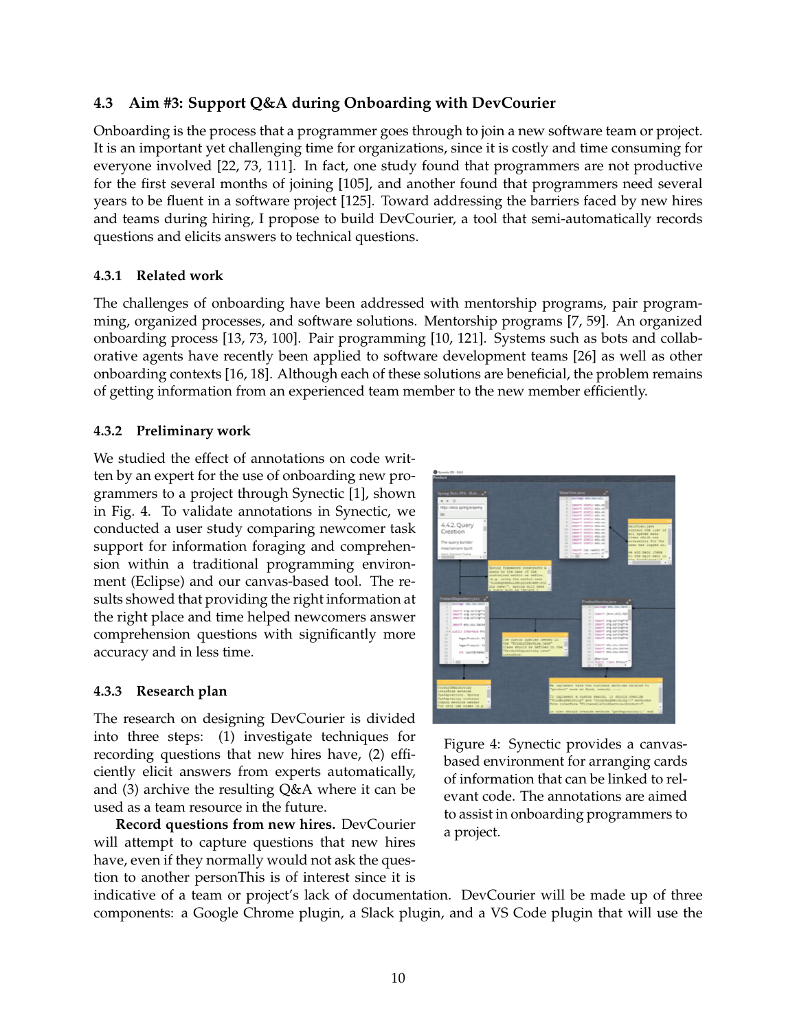### 4.3 Aim #3: Support Q&A during Onboarding with DevCourier

Onboarding is the process that a programmer goes through to join a new software team or project. It is an important yet challenging time for organizations, since it is costly and time consuming for everyone involved [22, 73, 111]. In fact, one study found that programmers are not productive for the first several months of joining [105], and another found that programmers need several years to be fluent in a software project [125]. Toward addressing the barriers faced by new hires and teams during hiring, I propose to build DevCourier, a tool that semi-automatically records questions and elicits answers to technical questions.

#### 4.3.1 Related work

The challenges of onboarding have been addressed with mentorship programs, pair programming, organized processes, and software solutions. Mentorship programs [7, 59]. An organized onboarding process [13, 73, 100]. Pair programming [10, 121]. Systems such as bots and collaborative agents have recently been applied to software development teams [26] as well as other onboarding contexts [16, 18]. Although each of these solutions are beneficial, the problem remains of getting information from an experienced team member to the new member efficiently.

#### 4.3.2 Preliminary work

We studied the effect of annotations on code written by an expert for the use of onboarding new programmers to a project through Synectic [1], shown in Fig. 4. To validate annotations in Synectic, we conducted a user study comparing newcomer task support for information foraging and comprehension within a traditional programming environment (Eclipse) and our canvas-based tool. The results showed that providing the right information at the right place and time helped newcomers answer comprehension questions with significantly more accuracy and in less time.

Figure 4: Synectic provides a canvas-based environment for arranging cards of information that can be linked to relevant code. The annotations are aimed to assist in onboarding programmers to a project.

#### 4.3.3 Research plan

The research on designing DevCourier is divided into three steps: (1) investigate techniques for recording questions that new hires have, (2) efficiently elicit answers from experts automatically, and (3) archive the resulting Q&A where it can be used as a team resource in the future.

**Record questions from new hires.** DevCourier will attempt to capture questions that new hires have, even if they normally would not ask the question to another personThis is of interest since it is indicative of a team or project's lack of documentation. DevCourier will be made up of three components: a Google Chrome plugin, a Slack plugin, and a VS Code plugin that will use the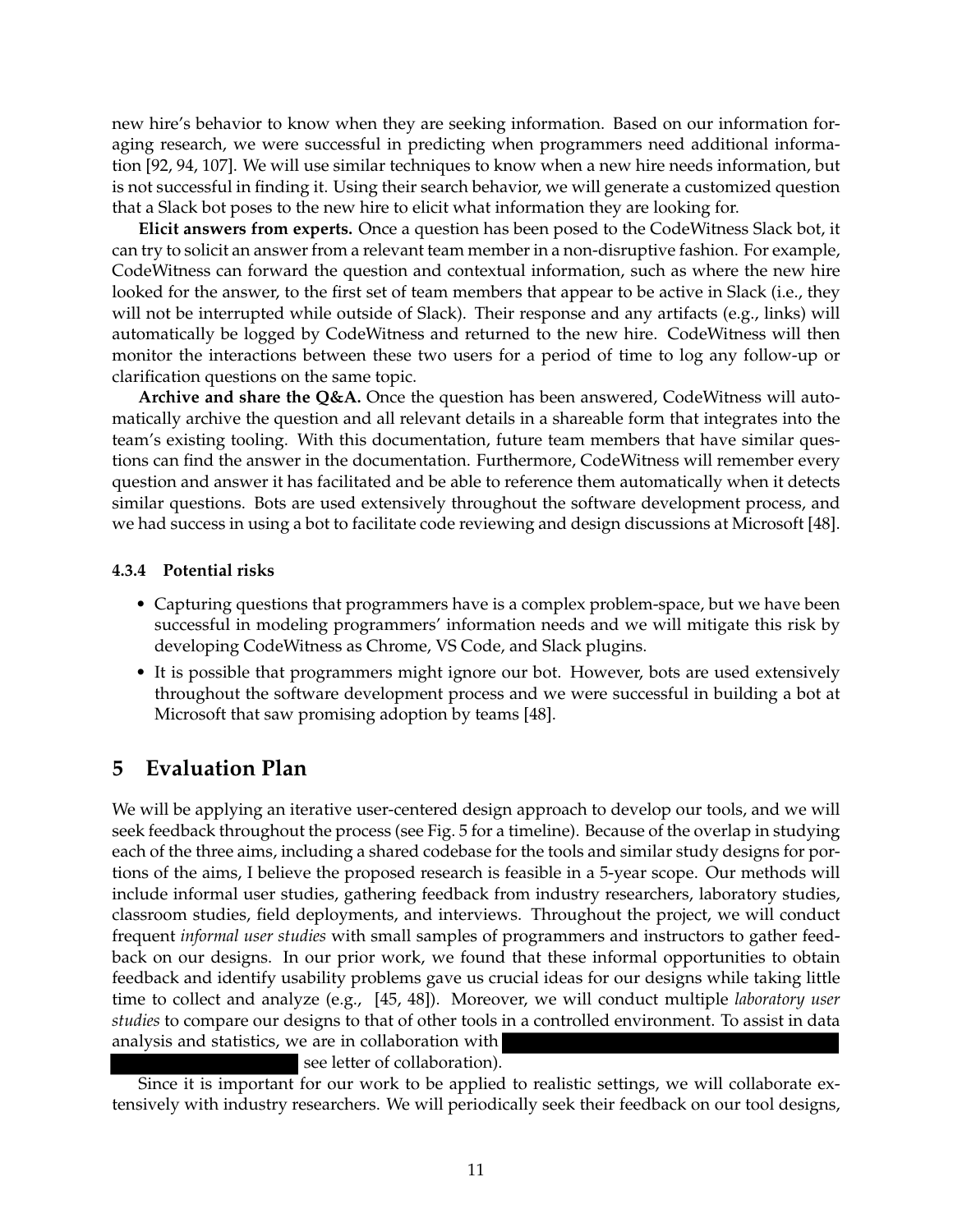new hire's behavior to know when they are seeking information. Based on our information foraging research, we were successful in predicting when programmers need additional information [92, 94, 107]. We will use similar techniques to know when a new hire needs information, but is not successful in finding it. Using their search behavior, we will generate a customized question that a Slack bot poses to the new hire to elicit what information they are looking for.

**Elicit answers from experts.** Once a question has been posed to the CodeWitness Slack bot, it can try to solicit an answer from a relevant team member in a non-disruptive fashion. For example, CodeWitness can forward the question and contextual information, such as where the new hire looked for the answer, to the first set of team members that appear to be active in Slack (i.e., they will not be interrupted while outside of Slack). Their response and any artifacts (e.g., links) will automatically be logged by CodeWitness and returned to the new hire. CodeWitness will then monitor the interactions between these two users for a period of time to log any follow-up or clarification questions on the same topic.

**Archive and share the Q&A.** Once the question has been answered, CodeWitness will automatically archive the question and all relevant details in a shareable form that integrates into the team's existing tooling. With this documentation, future team members that have similar questions can find the answer in the documentation. Furthermore, CodeWitness will remember every question and answer it has facilitated and be able to reference them automatically when it detects similar questions. Bots are used extensively throughout the software development process, and we had success in using a bot to facilitate code reviewing and design discussions at Microsoft [48].

#### 4.3.4 Potential risks

- Capturing questions that programmers have is a complex problem-space, but we have been successful in modeling programmers' information needs and we will mitigate this risk by developing CodeWitness as Chrome, VS Code, and Slack plugins.
- It is possible that programmers might ignore our bot. However, bots are used extensively throughout the software development process and we were successful in building a bot at Microsoft that saw promising adoption by teams [48].

## 5 Evaluation Plan

We will be applying an iterative user-centered design approach to develop our tools, and we will seek feedback throughout the process (see Fig. 5 for a timeline). Because of the overlap in studying each of the three aims, including a shared codebase for the tools and similar study designs for portions of the aims, I believe the proposed research is feasible in a 5-year scope. Our methods will include informal user studies, gathering feedback from industry researchers, laboratory studies, classroom studies, field deployments, and interviews. Throughout the project, we will conduct frequent *informal user studies* with small samples of programmers and instructors to gather feedback on our designs. In our prior work, we found that these informal opportunities to obtain feedback and identify usability problems gave us crucial ideas for our designs while taking little time to collect and analyze (e.g., [45, 48]). Moreover, we will conduct multiple *laboratory user studies* to compare our designs to that of other tools in a controlled environment. To assist in data analysis and statistics, we are in collaboration with see letter of collaboration).

Since it is important for our work to be applied to realistic settings, we will collaborate extensively with industry researchers. We will periodically seek their feedback on our tool designs,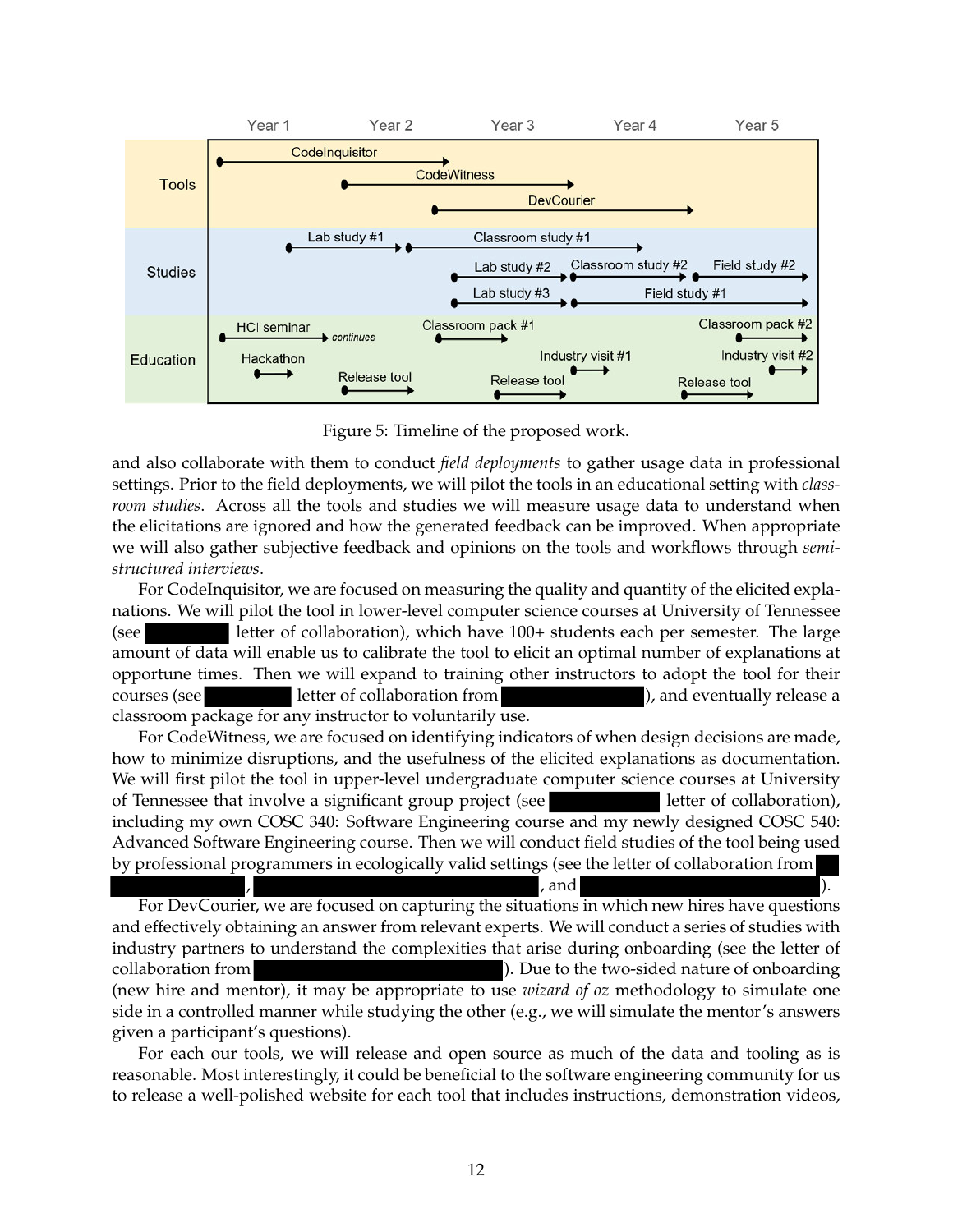Year 1
Year 2
Year 3
Year 4
Year 5

Tools
CodeInquisitor
CodeWitness
DevCourier

Studies
Lab study #1
Classroom study #1
Lab study #2
Classroom study #2
Field study #2
Lab study #3
Field study #1

Education
HCI seminar
continues
Classroom pack #1
Classroom pack #2
Hackathon
Industry visit #1
Industry visit #2
Release tool
Release tool
Release tool

Figure 5: Timeline of the proposed work.

and also collaborate with them to conduct *field deployments* to gather usage data in professional settings. Prior to the field deployments, we will pilot the tools in an educational setting with *classroom studies*. Across all the tools and studies we will measure usage data to understand when the elicitations are ignored and how the generated feedback can be improved. When appropriate we will also gather subjective feedback and opinions on the tools and workflows through *semi-structured interviews*.

For CodeInquisitor, we are focused on measuring the quality and quantity of the elicited explanations. We will pilot the tool in lower-level computer science courses at University of Tennessee (see ███████ letter of collaboration), which have 100+ students each per semester. The large amount of data will enable us to calibrate the tool to elicit an optimal number of explanations at opportune times. Then we will expand to training other instructors to adopt the tool for their courses (see ████████ letter of collaboration from ████████████), and eventually release a classroom package for any instructor to voluntarily use.

For CodeWitness, we are focused on identifying indicators of when design decisions are made, how to minimize disruptions, and the usefulness of the elicited explanations as documentation. We will first pilot the tool in upper-level undergraduate computer science courses at University of Tennessee that involve a significant group project (see ████████ letter of collaboration), including my own COSC 340: Software Engineering course and my newly designed COSC 540: Advanced Software Engineering course. Then we will conduct field studies of the tool being used by professional programmers in ecologically valid settings (see the letter of collaboration from ██ ████████, ████████████████████, and ████████████████████).

For DevCourier, we are focused on capturing the situations in which new hires have questions and effectively obtaining an answer from relevant experts. We will conduct a series of studies with industry partners to understand the complexities that arise during onboarding (see the letter of collaboration from ████████████████████). Due to the two-sided nature of onboarding (new hire and mentor), it may be appropriate to use *wizard of oz* methodology to simulate one side in a controlled manner while studying the other (e.g., we will simulate the mentor's answers given a participant's questions).

For each our tools, we will release and open source as much of the data and tooling as is reasonable. Most interestingly, it could be beneficial to the software engineering community for us to release a well-polished website for each tool that includes instructions, demonstration videos,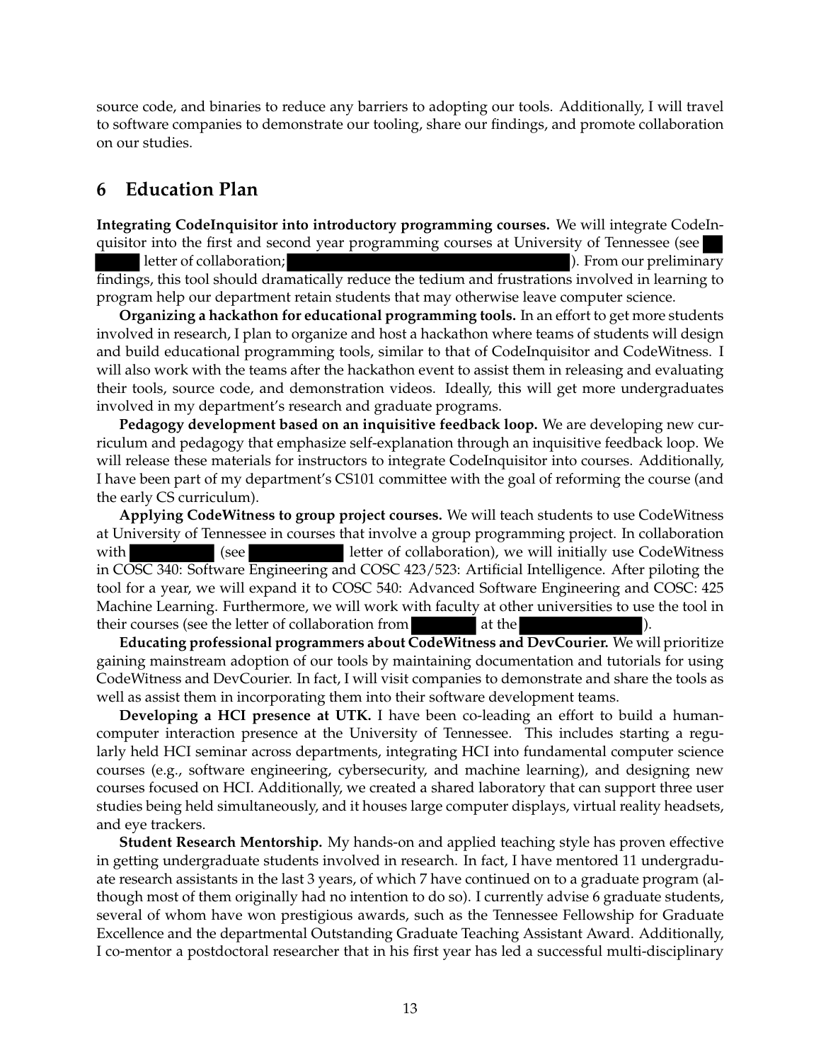source code, and binaries to reduce any barriers to adopting our tools. Additionally, I will travel to software companies to demonstrate our tooling, share our findings, and promote collaboration on our studies.

## 6 Education Plan

**Integrating CodeInquisitor into introductory programming courses.** We will integrate CodeInquisitor into the first and second year programming courses at University of Tennessee (see letter of collaboration; ). From our preliminary findings, this tool should dramatically reduce the tedium and frustrations involved in learning to program help our department retain students that may otherwise leave computer science.

**Organizing a hackathon for educational programming tools.** In an effort to get more students involved in research, I plan to organize and host a hackathon where teams of students will design and build educational programming tools, similar to that of CodeInquisitor and CodeWitness. I will also work with the teams after the hackathon event to assist them in releasing and evaluating their tools, source code, and demonstration videos. Ideally, this will get more undergraduates involved in my department's research and graduate programs.

**Pedagogy development based on an inquisitive feedback loop.** We are developing new curriculum and pedagogy that emphasize self-explanation through an inquisitive feedback loop. We will release these materials for instructors to integrate CodeInquisitor into courses. Additionally, I have been part of my department's CS101 committee with the goal of reforming the course (and the early CS curriculum).

**Applying CodeWitness to group project courses.** We will teach students to use CodeWitness at University of Tennessee in courses that involve a group programming project. In collaboration with (see letter of collaboration), we will initially use CodeWitness in COSC 340: Software Engineering and COSC 423/523: Artificial Intelligence. After piloting the tool for a year, we will expand it to COSC 540: Advanced Software Engineering and COSC: 425 Machine Learning. Furthermore, we will work with faculty at other universities to use the tool in their courses (see the letter of collaboration from at the ).

**Educating professional programmers about CodeWitness and DevCourier.** We will prioritize gaining mainstream adoption of our tools by maintaining documentation and tutorials for using CodeWitness and DevCourier. In fact, I will visit companies to demonstrate and share the tools as well as assist them in incorporating them into their software development teams.

**Developing a HCI presence at UTK.** I have been co-leading an effort to build a human-computer interaction presence at the University of Tennessee. This includes starting a regularly held HCI seminar across departments, integrating HCI into fundamental computer science courses (e.g., software engineering, cybersecurity, and machine learning), and designing new courses focused on HCI. Additionally, we created a shared laboratory that can support three user studies being held simultaneously, and it houses large computer displays, virtual reality headsets, and eye trackers.

**Student Research Mentorship.** My hands-on and applied teaching style has proven effective in getting undergraduate students involved in research. In fact, I have mentored 11 undergraduate research assistants in the last 3 years, of which 7 have continued on to a graduate program (although most of them originally had no intention to do so). I currently advise 6 graduate students, several of whom have won prestigious awards, such as the Tennessee Fellowship for Graduate Excellence and the departmental Outstanding Graduate Teaching Assistant Award. Additionally, I co-mentor a postdoctoral researcher that in his first year has led a successful multi-disciplinary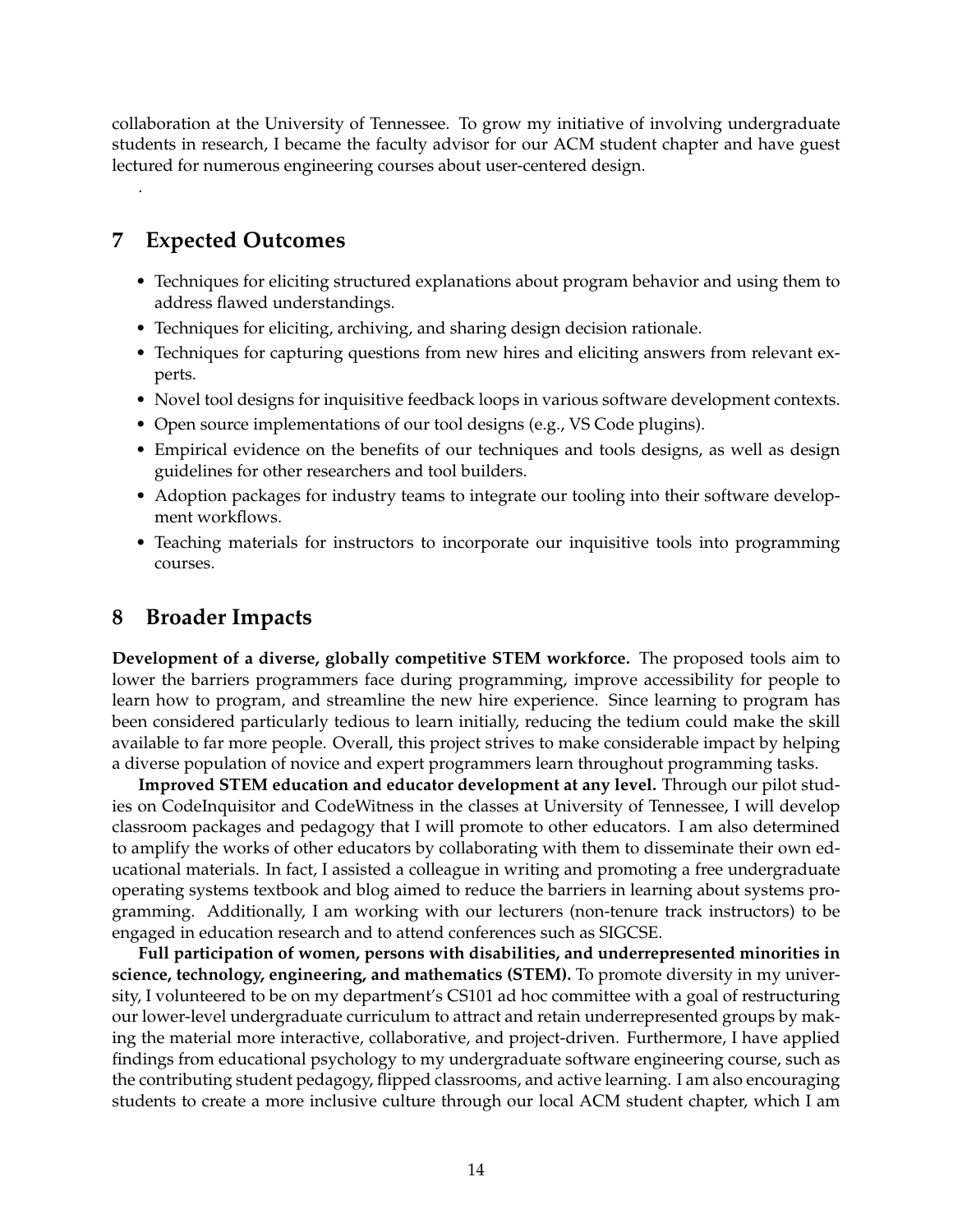collaboration at the University of Tennessee. To grow my initiative of involving undergraduate students in research, I became the faculty advisor for our ACM student chapter and have guest lectured for numerous engineering courses about user-centered design.

.

## 7 Expected Outcomes

- Techniques for eliciting structured explanations about program behavior and using them to address flawed understandings.
- Techniques for eliciting, archiving, and sharing design decision rationale.
- Techniques for capturing questions from new hires and eliciting answers from relevant experts.
- Novel tool designs for inquisitive feedback loops in various software development contexts.
- Open source implementations of our tool designs (e.g., VS Code plugins).
- Empirical evidence on the benefits of our techniques and tools designs, as well as design guidelines for other researchers and tool builders.
- Adoption packages for industry teams to integrate our tooling into their software development workflows.
- Teaching materials for instructors to incorporate our inquisitive tools into programming courses.

## 8 Broader Impacts

**Development of a diverse, globally competitive STEM workforce.** The proposed tools aim to lower the barriers programmers face during programming, improve accessibility for people to learn how to program, and streamline the new hire experience. Since learning to program has been considered particularly tedious to learn initially, reducing the tedium could make the skill available to far more people. Overall, this project strives to make considerable impact by helping a diverse population of novice and expert programmers learn throughout programming tasks.

**Improved STEM education and educator development at any level.** Through our pilot studies on CodeInquisitor and CodeWitness in the classes at University of Tennessee, I will develop classroom packages and pedagogy that I will promote to other educators. I am also determined to amplify the works of other educators by collaborating with them to disseminate their own educational materials. In fact, I assisted a colleague in writing and promoting a free undergraduate operating systems textbook and blog aimed to reduce the barriers in learning about systems programming. Additionally, I am working with our lecturers (non-tenure track instructors) to be engaged in education research and to attend conferences such as SIGCSE.

**Full participation of women, persons with disabilities, and underrepresented minorities in science, technology, engineering, and mathematics (STEM).** To promote diversity in my university, I volunteered to be on my department's CS101 ad hoc committee with a goal of restructuring our lower-level undergraduate curriculum to attract and retain underrepresented groups by making the material more interactive, collaborative, and project-driven. Furthermore, I have applied findings from educational psychology to my undergraduate software engineering course, such as the contributing student pedagogy, flipped classrooms, and active learning. I am also encouraging students to create a more inclusive culture through our local ACM student chapter, which I am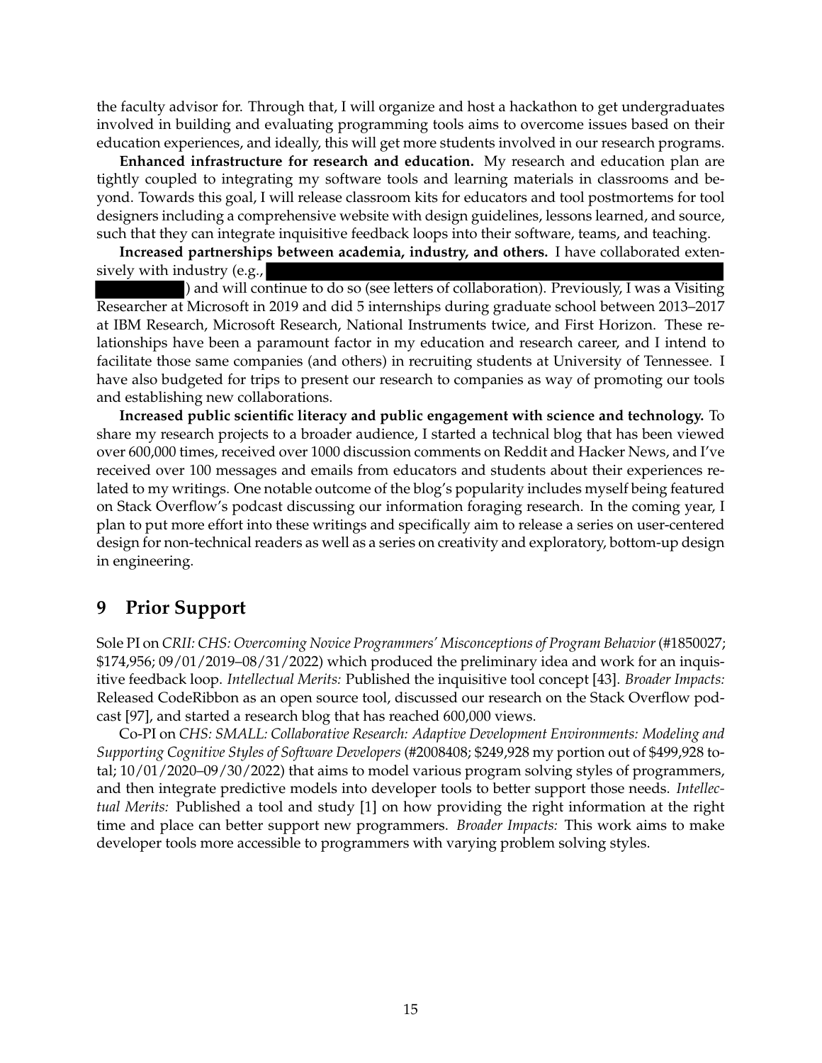the faculty advisor for. Through that, I will organize and host a hackathon to get undergraduates involved in building and evaluating programming tools aims to overcome issues based on their education experiences, and ideally, this will get more students involved in our research programs.

**Enhanced infrastructure for research and education.** My research and education plan are tightly coupled to integrating my software tools and learning materials in classrooms and beyond. Towards this goal, I will release classroom kits for educators and tool postmortems for tool designers including a comprehensive website with design guidelines, lessons learned, and source, such that they can integrate inquisitive feedback loops into their software, teams, and teaching.

**Increased partnerships between academia, industry, and others.** I have collaborated extensively with industry (e.g., ██████████) and will continue to do so (see letters of collaboration). Previously, I was a Visiting Researcher at Microsoft in 2019 and did 5 internships during graduate school between 2013–2017 at IBM Research, Microsoft Research, National Instruments twice, and First Horizon. These relationships have been a paramount factor in my education and research career, and I intend to facilitate those same companies (and others) in recruiting students at University of Tennessee. I have also budgeted for trips to present our research to companies as way of promoting our tools and establishing new collaborations.

**Increased public scientific literacy and public engagement with science and technology.** To share my research projects to a broader audience, I started a technical blog that has been viewed over 600,000 times, received over 1000 discussion comments on Reddit and Hacker News, and I've received over 100 messages and emails from educators and students about their experiences related to my writings. One notable outcome of the blog's popularity includes myself being featured on Stack Overflow's podcast discussing our information foraging research. In the coming year, I plan to put more effort into these writings and specifically aim to release a series on user-centered design for non-technical readers as well as a series on creativity and exploratory, bottom-up design in engineering.

## 9 Prior Support

Sole PI on *CRII: CHS: Overcoming Novice Programmers' Misconceptions of Program Behavior* (#1850027; $174,956; 09/01/2019–08/31/2022) which produced the preliminary idea and work for an inquisitive feedback loop. *Intellectual Merits:* Published the inquisitive tool concept [43]. *Broader Impacts:* Released CodeRibbon as an open source tool, discussed our research on the Stack Overflow podcast [97], and started a research blog that has reached 600,000 views.

Co-PI on *CHS: SMALL: Collaborative Research: Adaptive Development Environments: Modeling and Supporting Cognitive Styles of Software Developers* (#2008408; $249,928 my portion out of $499,928 total; 10/01/2020–09/30/2022) that aims to model various program solving styles of programmers, and then integrate predictive models into developer tools to better support those needs. *Intellectual Merits:* Published a tool and study [1] on how providing the right information at the right time and place can better support new programmers. *Broader Impacts:* This work aims to make developer tools more accessible to programmers with varying problem solving styles.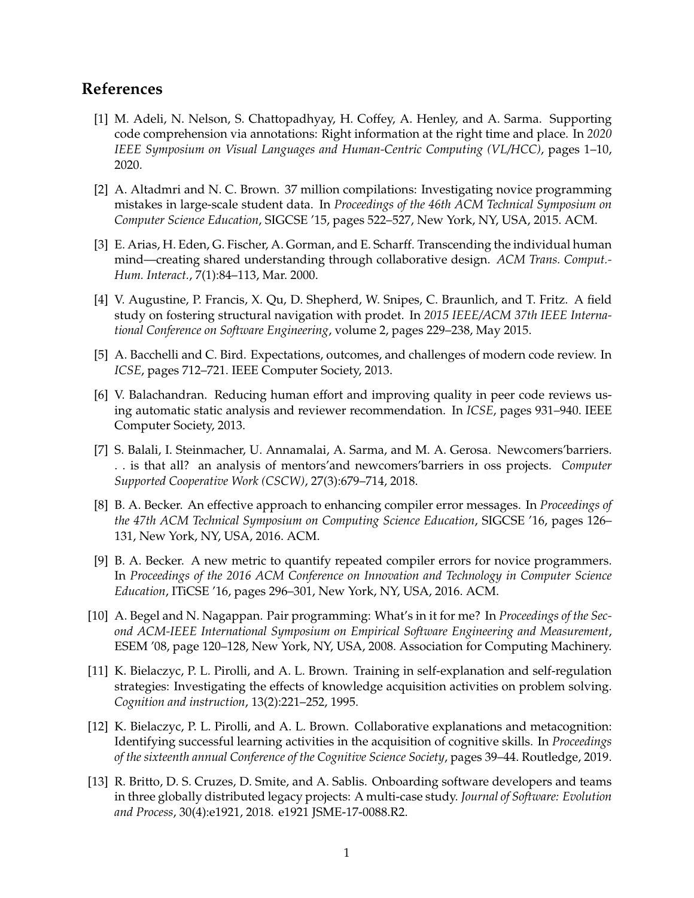# References

[1] M. Adeli, N. Nelson, S. Chattopadhyay, H. Coffey, A. Henley, and A. Sarma. Supporting code comprehension via annotations: Right information at the right time and place. In *2020 IEEE Symposium on Visual Languages and Human-Centric Computing (VL/HCC)*, pages 1–10, 2020.

[2] A. Altadmri and N. C. Brown. 37 million compilations: Investigating novice programming mistakes in large-scale student data. In *Proceedings of the 46th ACM Technical Symposium on Computer Science Education*, SIGCSE '15, pages 522–527, New York, NY, USA, 2015. ACM.

[3] E. Arias, H. Eden, G. Fischer, A. Gorman, and E. Scharff. Transcending the individual human mind—creating shared understanding through collaborative design. *ACM Trans. Comput.-Hum. Interact.*, 7(1):84–113, Mar. 2000.

[4] V. Augustine, P. Francis, X. Qu, D. Shepherd, W. Snipes, C. Braunlich, and T. Fritz. A field study on fostering structural navigation with prodet. In *2015 IEEE/ACM 37th IEEE International Conference on Software Engineering*, volume 2, pages 229–238, May 2015.

[5] A. Bacchelli and C. Bird. Expectations, outcomes, and challenges of modern code review. In *ICSE*, pages 712–721. IEEE Computer Society, 2013.

[6] V. Balachandran. Reducing human effort and improving quality in peer code reviews using automatic static analysis and reviewer recommendation. In *ICSE*, pages 931–940. IEEE Computer Society, 2013.

[7] S. Balali, I. Steinmacher, U. Annamalai, A. Sarma, and M. A. Gerosa. Newcomers'barriers. . . is that all? an analysis of mentors'and newcomers'barriers in oss projects. *Computer Supported Cooperative Work (CSCW)*, 27(3):679–714, 2018.

[8] B. A. Becker. An effective approach to enhancing compiler error messages. In *Proceedings of the 47th ACM Technical Symposium on Computing Science Education*, SIGCSE '16, pages 126–131, New York, NY, USA, 2016. ACM.

[9] B. A. Becker. A new metric to quantify repeated compiler errors for novice programmers. In *Proceedings of the 2016 ACM Conference on Innovation and Technology in Computer Science Education*, ITiCSE '16, pages 296–301, New York, NY, USA, 2016. ACM.

[10] A. Begel and N. Nagappan. Pair programming: What's in it for me? In *Proceedings of the Second ACM-IEEE International Symposium on Empirical Software Engineering and Measurement*, ESEM '08, page 120–128, New York, NY, USA, 2008. Association for Computing Machinery.

[11] K. Bielaczyc, P. L. Pirolli, and A. L. Brown. Training in self-explanation and self-regulation strategies: Investigating the effects of knowledge acquisition activities on problem solving. *Cognition and instruction*, 13(2):221–252, 1995.

[12] K. Bielaczyc, P. L. Pirolli, and A. L. Brown. Collaborative explanations and metacognition: Identifying successful learning activities in the acquisition of cognitive skills. In *Proceedings of the sixteenth annual Conference of the Cognitive Science Society*, pages 39–44. Routledge, 2019.

[13] R. Britto, D. S. Cruzes, D. Smite, and A. Sablis. Onboarding software developers and teams in three globally distributed legacy projects: A multi-case study. *Journal of Software: Evolution and Process*, 30(4):e1921, 2018. e1921 JSME-17-0088.R2.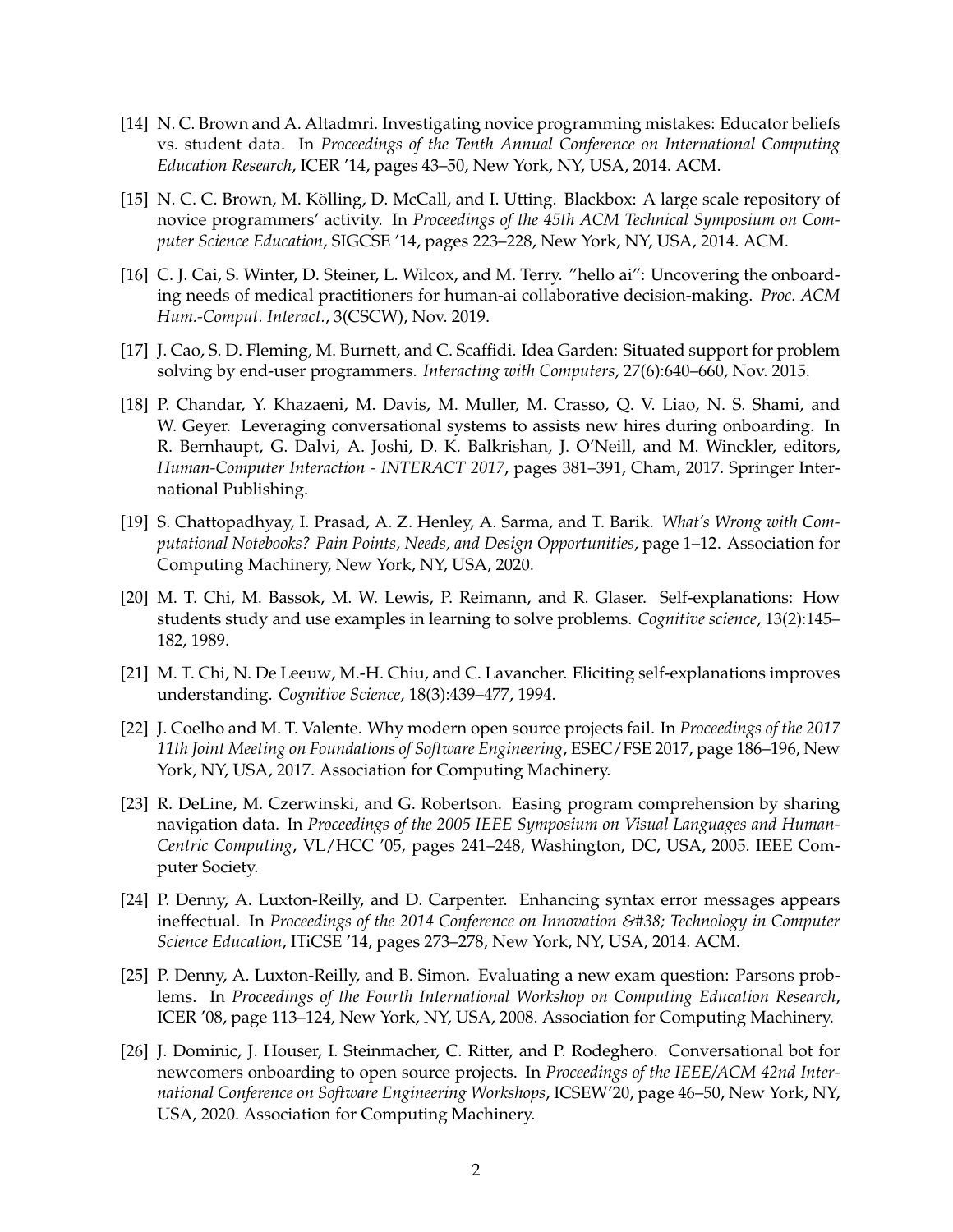[14] N. C. Brown and A. Altadmri. Investigating novice programming mistakes: Educator beliefs vs. student data. In *Proceedings of the Tenth Annual Conference on International Computing Education Research*, ICER '14, pages 43–50, New York, NY, USA, 2014. ACM.

[15] N. C. C. Brown, M. Kölling, D. McCall, and I. Utting. Blackbox: A large scale repository of novice programmers' activity. In *Proceedings of the 45th ACM Technical Symposium on Computer Science Education*, SIGCSE '14, pages 223–228, New York, NY, USA, 2014. ACM.

[16] C. J. Cai, S. Winter, D. Steiner, L. Wilcox, and M. Terry. "hello ai": Uncovering the onboarding needs of medical practitioners for human-ai collaborative decision-making. *Proc. ACM Hum.-Comput. Interact.*, 3(CSCW), Nov. 2019.

[17] J. Cao, S. D. Fleming, M. Burnett, and C. Scaffidi. Idea Garden: Situated support for problem solving by end-user programmers. *Interacting with Computers*, 27(6):640–660, Nov. 2015.

[18] P. Chandar, Y. Khazaeni, M. Davis, M. Muller, M. Crasso, Q. V. Liao, N. S. Shami, and W. Geyer. Leveraging conversational systems to assists new hires during onboarding. In R. Bernhaupt, G. Dalvi, A. Joshi, D. K. Balkrishan, J. O'Neill, and M. Winckler, editors, *Human-Computer Interaction - INTERACT 2017*, pages 381–391, Cham, 2017. Springer International Publishing.

[19] S. Chattopadhyay, I. Prasad, A. Z. Henley, A. Sarma, and T. Barik. *What's Wrong with Computational Notebooks? Pain Points, Needs, and Design Opportunities*, page 1–12. Association for Computing Machinery, New York, NY, USA, 2020.

[20] M. T. Chi, M. Bassok, M. W. Lewis, P. Reimann, and R. Glaser. Self-explanations: How students study and use examples in learning to solve problems. *Cognitive science*, 13(2):145–182, 1989.

[21] M. T. Chi, N. De Leeuw, M.-H. Chiu, and C. Lavancher. Eliciting self-explanations improves understanding. *Cognitive Science*, 18(3):439–477, 1994.

[22] J. Coelho and M. T. Valente. Why modern open source projects fail. In *Proceedings of the 2017 11th Joint Meeting on Foundations of Software Engineering*, ESEC/FSE 2017, page 186–196, New York, NY, USA, 2017. Association for Computing Machinery.

[23] R. DeLine, M. Czerwinski, and G. Robertson. Easing program comprehension by sharing navigation data. In *Proceedings of the 2005 IEEE Symposium on Visual Languages and Human-Centric Computing*, VL/HCC '05, pages 241–248, Washington, DC, USA, 2005. IEEE Computer Society.

[24] P. Denny, A. Luxton-Reilly, and D. Carpenter. Enhancing syntax error messages appears ineffectual. In *Proceedings of the 2014 Conference on Innovation &#38; Technology in Computer Science Education*, ITiCSE '14, pages 273–278, New York, NY, USA, 2014. ACM.

[25] P. Denny, A. Luxton-Reilly, and B. Simon. Evaluating a new exam question: Parsons problems. In *Proceedings of the Fourth International Workshop on Computing Education Research*, ICER '08, page 113–124, New York, NY, USA, 2008. Association for Computing Machinery.

[26] J. Dominic, J. Houser, I. Steinmacher, C. Ritter, and P. Rodeghero. Conversational bot for newcomers onboarding to open source projects. In *Proceedings of the IEEE/ACM 42nd International Conference on Software Engineering Workshops*, ICSEW'20, page 46–50, New York, NY, USA, 2020. Association for Computing Machinery.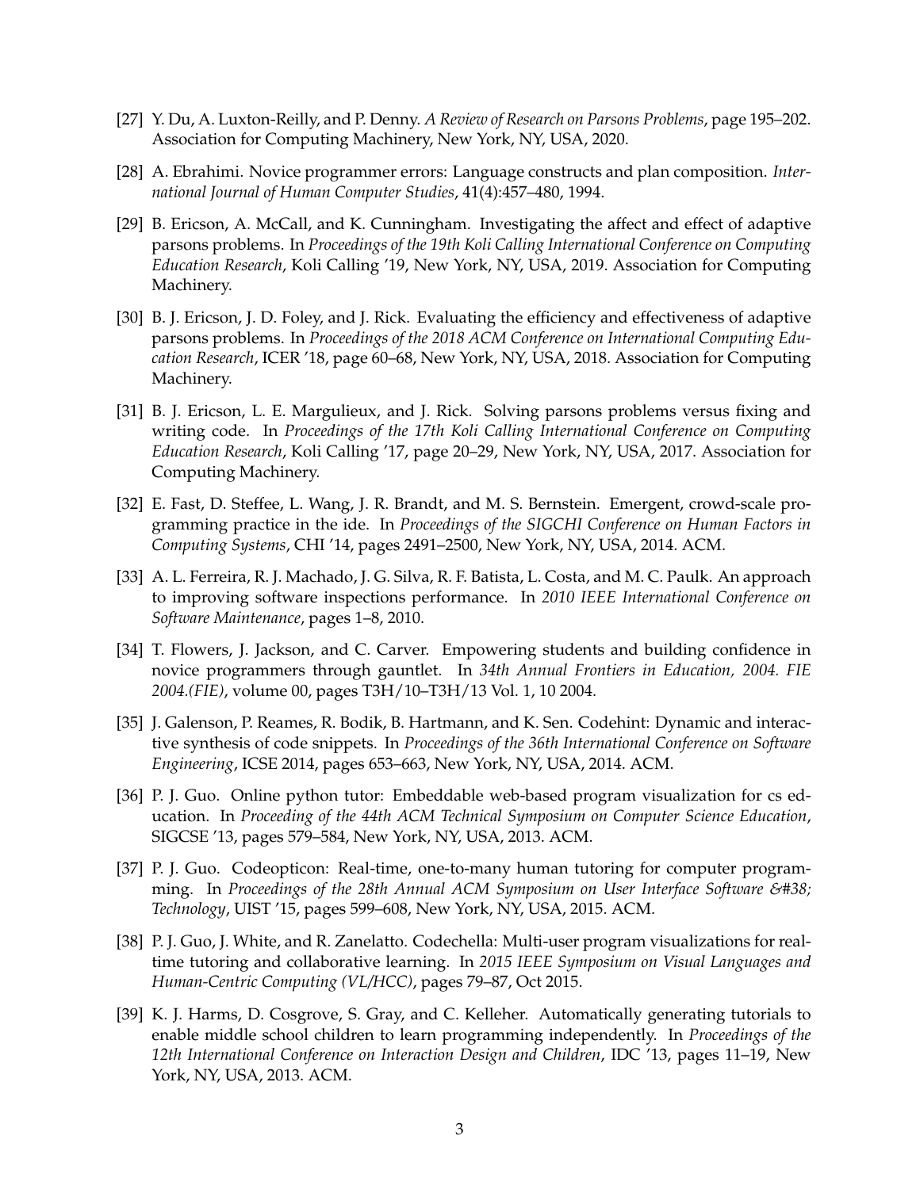[27] Y. Du, A. Luxton-Reilly, and P. Denny. *A Review of Research on Parsons Problems*, page 195–202. Association for Computing Machinery, New York, NY, USA, 2020.

[28] A. Ebrahimi. Novice programmer errors: Language constructs and plan composition. *International Journal of Human Computer Studies*, 41(4):457–480, 1994.

[29] B. Ericson, A. McCall, and K. Cunningham. Investigating the affect and effect of adaptive parsons problems. In *Proceedings of the 19th Koli Calling International Conference on Computing Education Research*, Koli Calling '19, New York, NY, USA, 2019. Association for Computing Machinery.

[30] B. J. Ericson, J. D. Foley, and J. Rick. Evaluating the efficiency and effectiveness of adaptive parsons problems. In *Proceedings of the 2018 ACM Conference on International Computing Education Research*, ICER '18, page 60–68, New York, NY, USA, 2018. Association for Computing Machinery.

[31] B. J. Ericson, L. E. Margulieux, and J. Rick. Solving parsons problems versus fixing and writing code. In *Proceedings of the 17th Koli Calling International Conference on Computing Education Research*, Koli Calling '17, page 20–29, New York, NY, USA, 2017. Association for Computing Machinery.

[32] E. Fast, D. Steffee, L. Wang, J. R. Brandt, and M. S. Bernstein. Emergent, crowd-scale programming practice in the ide. In *Proceedings of the SIGCHI Conference on Human Factors in Computing Systems*, CHI '14, pages 2491–2500, New York, NY, USA, 2014. ACM.

[33] A. L. Ferreira, R. J. Machado, J. G. Silva, R. F. Batista, L. Costa, and M. C. Paulk. An approach to improving software inspections performance. In *2010 IEEE International Conference on Software Maintenance*, pages 1–8, 2010.

[34] T. Flowers, J. Jackson, and C. Carver. Empowering students and building confidence in novice programmers through gauntlet. In *34th Annual Frontiers in Education, 2004. FIE 2004.(FIE)*, volume 00, pages T3H/10–T3H/13 Vol. 1, 10 2004.

[35] J. Galenson, P. Reames, R. Bodik, B. Hartmann, and K. Sen. Codehint: Dynamic and interactive synthesis of code snippets. In *Proceedings of the 36th International Conference on Software Engineering*, ICSE 2014, pages 653–663, New York, NY, USA, 2014. ACM.

[36] P. J. Guo. Online python tutor: Embeddable web-based program visualization for cs education. In *Proceeding of the 44th ACM Technical Symposium on Computer Science Education*, SIGCSE '13, pages 579–584, New York, NY, USA, 2013. ACM.

[37] P. J. Guo. Codeopticon: Real-time, one-to-many human tutoring for computer programming. In *Proceedings of the 28th Annual ACM Symposium on User Interface Software &#38; Technology*, UIST '15, pages 599–608, New York, NY, USA, 2015. ACM.

[38] P. J. Guo, J. White, and R. Zanelatto. Codechella: Multi-user program visualizations for real-time tutoring and collaborative learning. In *2015 IEEE Symposium on Visual Languages and Human-Centric Computing (VL/HCC)*, pages 79–87, Oct 2015.

[39] K. J. Harms, D. Cosgrove, S. Gray, and C. Kelleher. Automatically generating tutorials to enable middle school children to learn programming independently. In *Proceedings of the 12th International Conference on Interaction Design and Children*, IDC '13, pages 11–19, New York, NY, USA, 2013. ACM.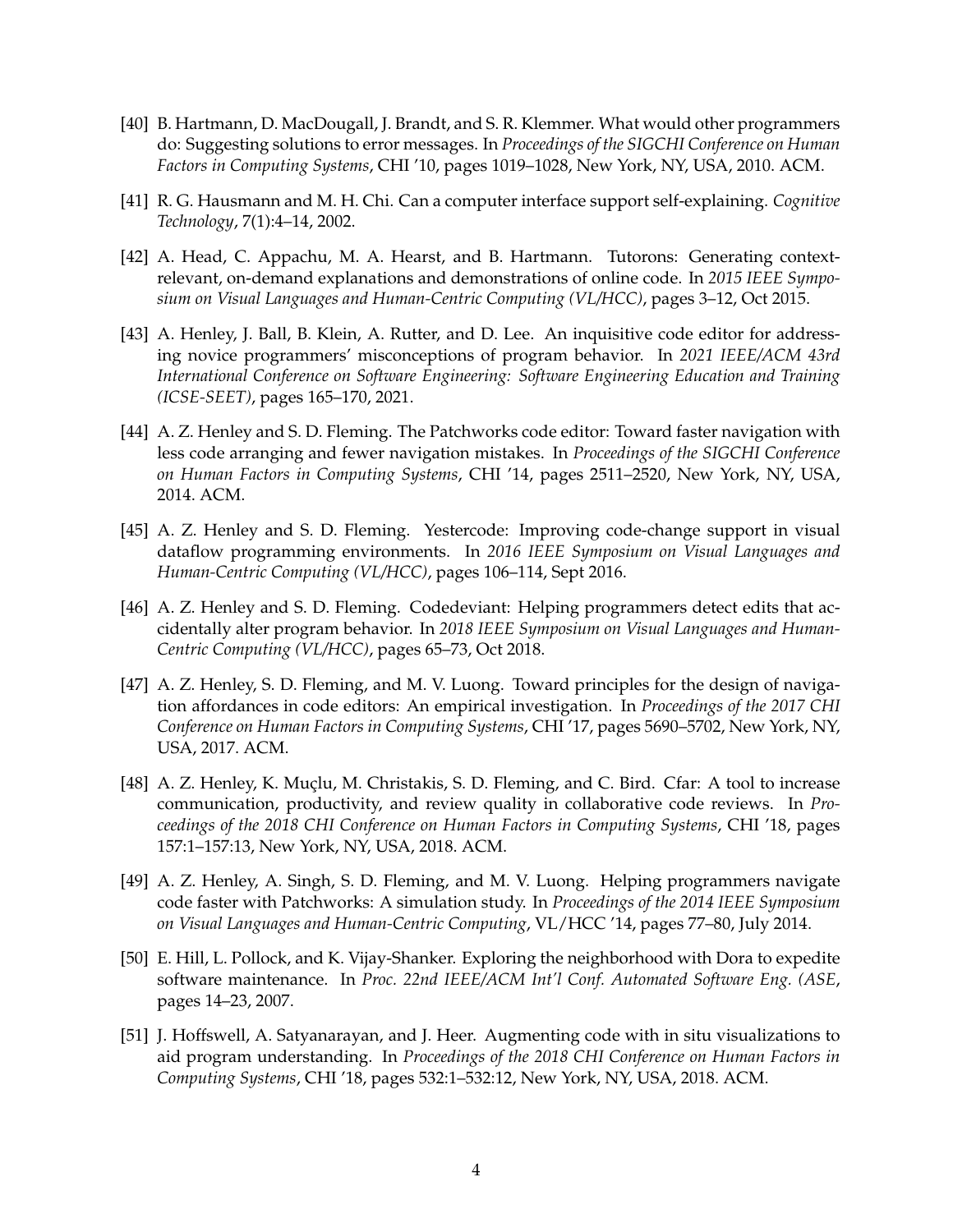[40] B. Hartmann, D. MacDougall, J. Brandt, and S. R. Klemmer. What would other programmers do: Suggesting solutions to error messages. In *Proceedings of the SIGCHI Conference on Human Factors in Computing Systems*, CHI '10, pages 1019–1028, New York, NY, USA, 2010. ACM.

[41] R. G. Hausmann and M. H. Chi. Can a computer interface support self-explaining. *Cognitive Technology*, 7(1):4–14, 2002.

[42] A. Head, C. Appachu, M. A. Hearst, and B. Hartmann. Tutorons: Generating context-relevant, on-demand explanations and demonstrations of online code. In *2015 IEEE Symposium on Visual Languages and Human-Centric Computing (VL/HCC)*, pages 3–12, Oct 2015.

[43] A. Henley, J. Ball, B. Klein, A. Rutter, and D. Lee. An inquisitive code editor for addressing novice programmers' misconceptions of program behavior. In *2021 IEEE/ACM 43rd International Conference on Software Engineering: Software Engineering Education and Training (ICSE-SEET)*, pages 165–170, 2021.

[44] A. Z. Henley and S. D. Fleming. The Patchworks code editor: Toward faster navigation with less code arranging and fewer navigation mistakes. In *Proceedings of the SIGCHI Conference on Human Factors in Computing Systems*, CHI '14, pages 2511–2520, New York, NY, USA, 2014. ACM.

[45] A. Z. Henley and S. D. Fleming. Yestercode: Improving code-change support in visual dataflow programming environments. In *2016 IEEE Symposium on Visual Languages and Human-Centric Computing (VL/HCC)*, pages 106–114, Sept 2016.

[46] A. Z. Henley and S. D. Fleming. Codedeviant: Helping programmers detect edits that accidentally alter program behavior. In *2018 IEEE Symposium on Visual Languages and Human-Centric Computing (VL/HCC)*, pages 65–73, Oct 2018.

[47] A. Z. Henley, S. D. Fleming, and M. V. Luong. Toward principles for the design of navigation affordances in code editors: An empirical investigation. In *Proceedings of the 2017 CHI Conference on Human Factors in Computing Systems*, CHI '17, pages 5690–5702, New York, NY, USA, 2017. ACM.

[48] A. Z. Henley, K. Muçlu, M. Christakis, S. D. Fleming, and C. Bird. Cfar: A tool to increase communication, productivity, and review quality in collaborative code reviews. In *Proceedings of the 2018 CHI Conference on Human Factors in Computing Systems*, CHI '18, pages 157:1–157:13, New York, NY, USA, 2018. ACM.

[49] A. Z. Henley, A. Singh, S. D. Fleming, and M. V. Luong. Helping programmers navigate code faster with Patchworks: A simulation study. In *Proceedings of the 2014 IEEE Symposium on Visual Languages and Human-Centric Computing*, VL/HCC '14, pages 77–80, July 2014.

[50] E. Hill, L. Pollock, and K. Vijay-Shanker. Exploring the neighborhood with Dora to expedite software maintenance. In *Proc. 22nd IEEE/ACM Int'l Conf. Automated Software Eng. (ASE*, pages 14–23, 2007.

[51] J. Hoffswell, A. Satyanarayan, and J. Heer. Augmenting code with in situ visualizations to aid program understanding. In *Proceedings of the 2018 CHI Conference on Human Factors in Computing Systems*, CHI '18, pages 532:1–532:12, New York, NY, USA, 2018. ACM.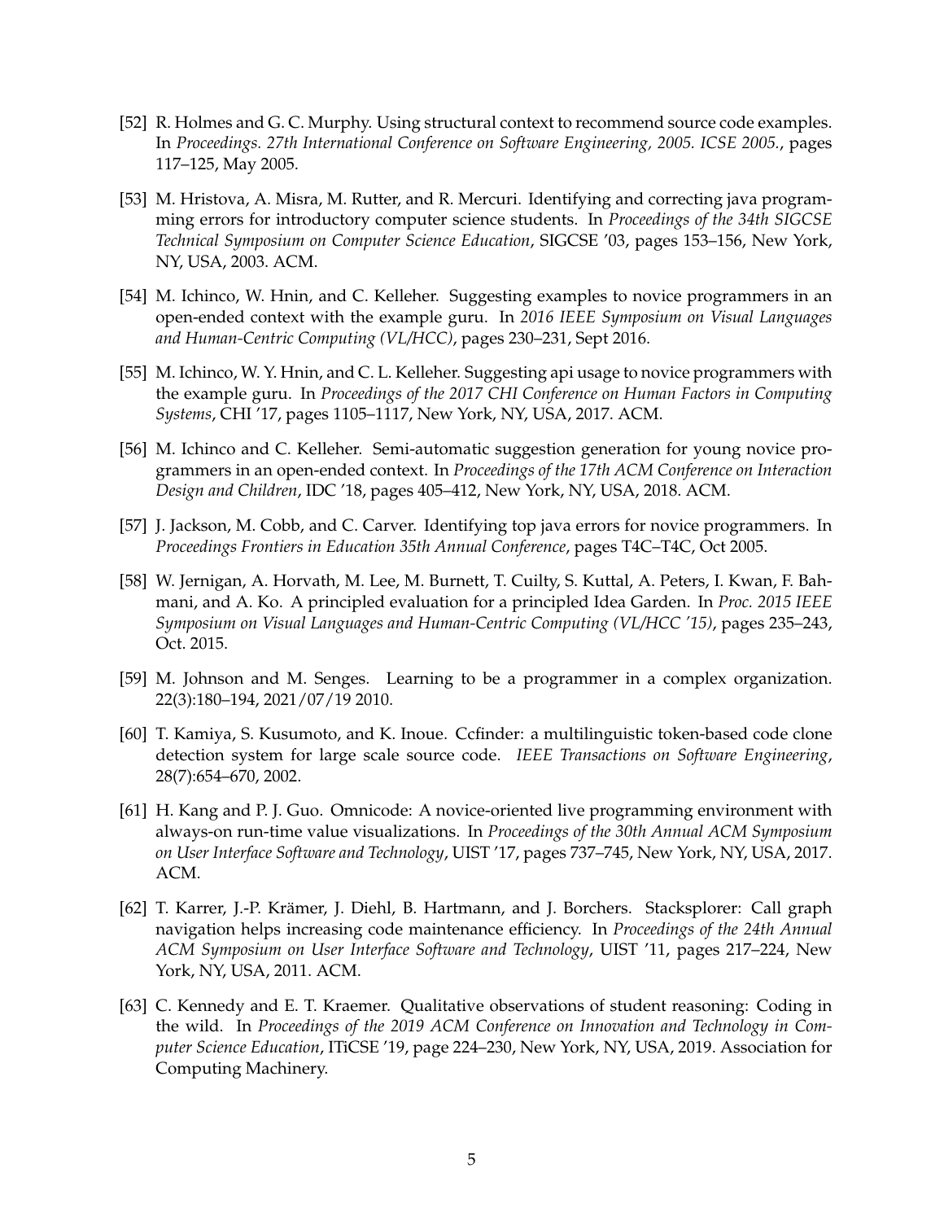[52] R. Holmes and G. C. Murphy. Using structural context to recommend source code examples. In *Proceedings. 27th International Conference on Software Engineering, 2005. ICSE 2005.*, pages 117–125, May 2005.

[53] M. Hristova, A. Misra, M. Rutter, and R. Mercuri. Identifying and correcting java programming errors for introductory computer science students. In *Proceedings of the 34th SIGCSE Technical Symposium on Computer Science Education*, SIGCSE '03, pages 153–156, New York, NY, USA, 2003. ACM.

[54] M. Ichinco, W. Hnin, and C. Kelleher. Suggesting examples to novice programmers in an open-ended context with the example guru. In *2016 IEEE Symposium on Visual Languages and Human-Centric Computing (VL/HCC)*, pages 230–231, Sept 2016.

[55] M. Ichinco, W. Y. Hnin, and C. L. Kelleher. Suggesting api usage to novice programmers with the example guru. In *Proceedings of the 2017 CHI Conference on Human Factors in Computing Systems*, CHI '17, pages 1105–1117, New York, NY, USA, 2017. ACM.

[56] M. Ichinco and C. Kelleher. Semi-automatic suggestion generation for young novice programmers in an open-ended context. In *Proceedings of the 17th ACM Conference on Interaction Design and Children*, IDC '18, pages 405–412, New York, NY, USA, 2018. ACM.

[57] J. Jackson, M. Cobb, and C. Carver. Identifying top java errors for novice programmers. In *Proceedings Frontiers in Education 35th Annual Conference*, pages T4C–T4C, Oct 2005.

[58] W. Jernigan, A. Horvath, M. Lee, M. Burnett, T. Cuilty, S. Kuttal, A. Peters, I. Kwan, F. Bahmani, and A. Ko. A principled evaluation for a principled Idea Garden. In *Proc. 2015 IEEE Symposium on Visual Languages and Human-Centric Computing (VL/HCC '15)*, pages 235–243, Oct. 2015.

[59] M. Johnson and M. Senges. Learning to be a programmer in a complex organization. 22(3):180–194, 2021/07/19 2010.

[60] T. Kamiya, S. Kusumoto, and K. Inoue. Ccfinder: a multilinguistic token-based code clone detection system for large scale source code. *IEEE Transactions on Software Engineering*, 28(7):654–670, 2002.

[61] H. Kang and P. J. Guo. Omnicode: A novice-oriented live programming environment with always-on run-time value visualizations. In *Proceedings of the 30th Annual ACM Symposium on User Interface Software and Technology*, UIST '17, pages 737–745, New York, NY, USA, 2017. ACM.

[62] T. Karrer, J.-P. Krämer, J. Diehl, B. Hartmann, and J. Borchers. Stacksplorer: Call graph navigation helps increasing code maintenance efficiency. In *Proceedings of the 24th Annual ACM Symposium on User Interface Software and Technology*, UIST '11, pages 217–224, New York, NY, USA, 2011. ACM.

[63] C. Kennedy and E. T. Kraemer. Qualitative observations of student reasoning: Coding in the wild. In *Proceedings of the 2019 ACM Conference on Innovation and Technology in Computer Science Education*, ITiCSE '19, page 224–230, New York, NY, USA, 2019. Association for Computing Machinery.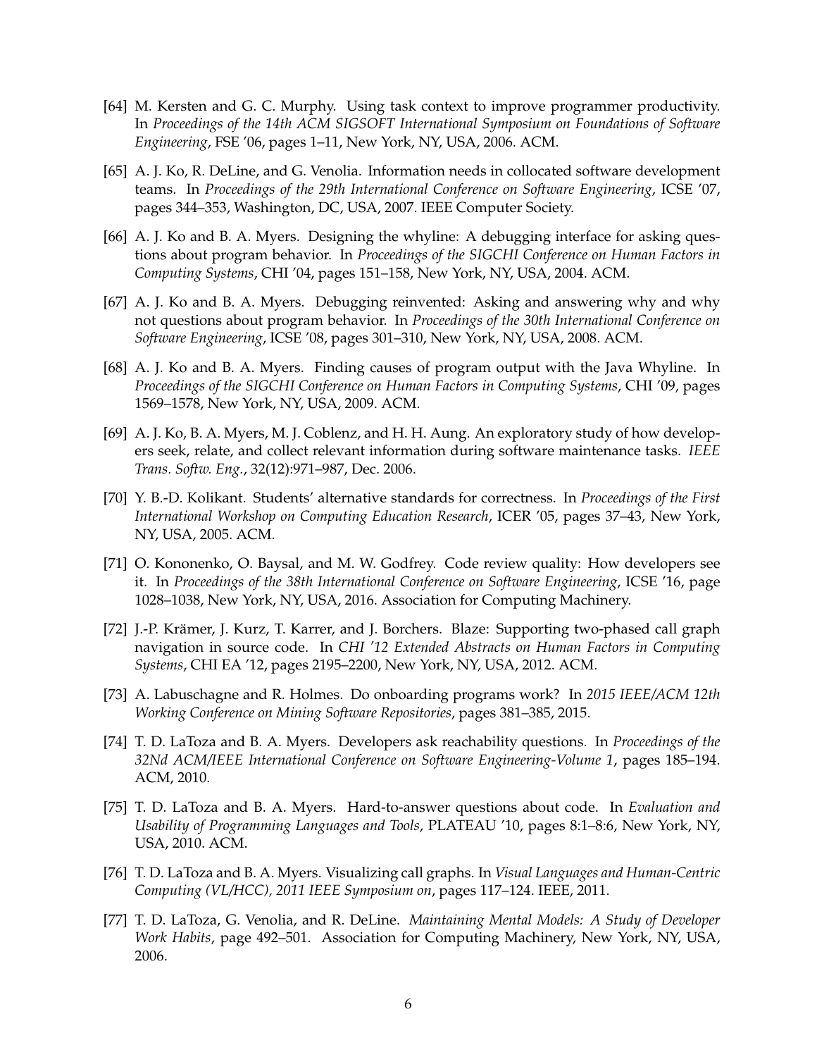[64] M. Kersten and G. C. Murphy. Using task context to improve programmer productivity. In *Proceedings of the 14th ACM SIGSOFT International Symposium on Foundations of Software Engineering*, FSE '06, pages 1–11, New York, NY, USA, 2006. ACM.

[65] A. J. Ko, R. DeLine, and G. Venolia. Information needs in collocated software development teams. In *Proceedings of the 29th International Conference on Software Engineering*, ICSE '07, pages 344–353, Washington, DC, USA, 2007. IEEE Computer Society.

[66] A. J. Ko and B. A. Myers. Designing the whyline: A debugging interface for asking questions about program behavior. In *Proceedings of the SIGCHI Conference on Human Factors in Computing Systems*, CHI '04, pages 151–158, New York, NY, USA, 2004. ACM.

[67] A. J. Ko and B. A. Myers. Debugging reinvented: Asking and answering why and why not questions about program behavior. In *Proceedings of the 30th International Conference on Software Engineering*, ICSE '08, pages 301–310, New York, NY, USA, 2008. ACM.

[68] A. J. Ko and B. A. Myers. Finding causes of program output with the Java Whyline. In *Proceedings of the SIGCHI Conference on Human Factors in Computing Systems*, CHI '09, pages 1569–1578, New York, NY, USA, 2009. ACM.

[69] A. J. Ko, B. A. Myers, M. J. Coblenz, and H. H. Aung. An exploratory study of how developers seek, relate, and collect relevant information during software maintenance tasks. *IEEE Trans. Softw. Eng.*, 32(12):971–987, Dec. 2006.

[70] Y. B.-D. Kolikant. Students' alternative standards for correctness. In *Proceedings of the First International Workshop on Computing Education Research*, ICER '05, pages 37–43, New York, NY, USA, 2005. ACM.

[71] O. Kononenko, O. Baysal, and M. W. Godfrey. Code review quality: How developers see it. In *Proceedings of the 38th International Conference on Software Engineering*, ICSE '16, page 1028–1038, New York, NY, USA, 2016. Association for Computing Machinery.

[72] J.-P. Krämer, J. Kurz, T. Karrer, and J. Borchers. Blaze: Supporting two-phased call graph navigation in source code. In *CHI '12 Extended Abstracts on Human Factors in Computing Systems*, CHI EA '12, pages 2195–2200, New York, NY, USA, 2012. ACM.

[73] A. Labuschagne and R. Holmes. Do onboarding programs work? In *2015 IEEE/ACM 12th Working Conference on Mining Software Repositories*, pages 381–385, 2015.

[74] T. D. LaToza and B. A. Myers. Developers ask reachability questions. In *Proceedings of the 32Nd ACM/IEEE International Conference on Software Engineering-Volume 1*, pages 185–194. ACM, 2010.

[75] T. D. LaToza and B. A. Myers. Hard-to-answer questions about code. In *Evaluation and Usability of Programming Languages and Tools*, PLATEAU '10, pages 8:1–8:6, New York, NY, USA, 2010. ACM.

[76] T. D. LaToza and B. A. Myers. Visualizing call graphs. In *Visual Languages and Human-Centric Computing (VL/HCC), 2011 IEEE Symposium on*, pages 117–124. IEEE, 2011.

[77] T. D. LaToza, G. Venolia, and R. DeLine. *Maintaining Mental Models: A Study of Developer Work Habits*, page 492–501. Association for Computing Machinery, New York, NY, USA, 2006.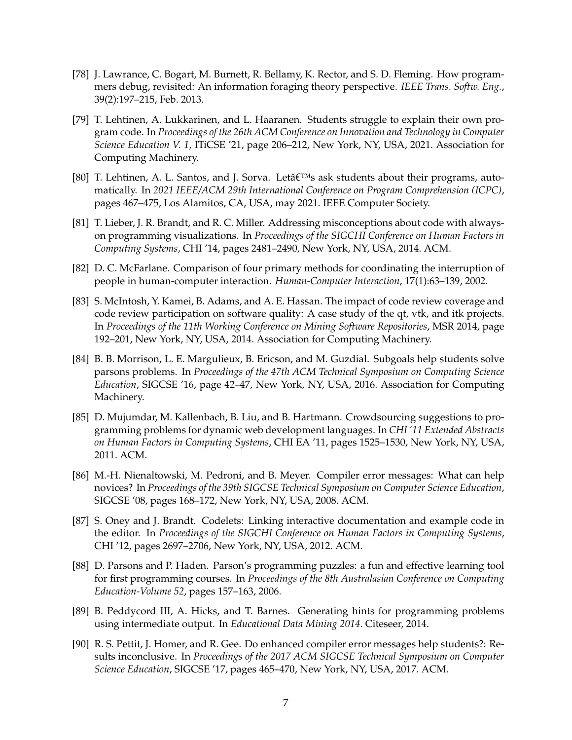[78] J. Lawrance, C. Bogart, M. Burnett, R. Bellamy, K. Rector, and S. D. Fleming. How programmers debug, revisited: An information foraging theory perspective. *IEEE Trans. Softw. Eng.*, 39(2):197–215, Feb. 2013.

[79] T. Lehtinen, A. Lukkarinen, and L. Haaranen. Students struggle to explain their own program code. In *Proceedings of the 26th ACM Conference on Innovation and Technology in Computer Science Education V. 1*, ITiCSE '21, page 206–212, New York, NY, USA, 2021. Association for Computing Machinery.

[80] T. Lehtinen, A. L. Santos, and J. Sorva. Letâ€™s ask students about their programs, automatically. In *2021 IEEE/ACM 29th International Conference on Program Comprehension (ICPC)*, pages 467–475, Los Alamitos, CA, USA, may 2021. IEEE Computer Society.

[81] T. Lieber, J. R. Brandt, and R. C. Miller. Addressing misconceptions about code with always-on programming visualizations. In *Proceedings of the SIGCHI Conference on Human Factors in Computing Systems*, CHI '14, pages 2481–2490, New York, NY, USA, 2014. ACM.

[82] D. C. McFarlane. Comparison of four primary methods for coordinating the interruption of people in human-computer interaction. *Human-Computer Interaction*, 17(1):63–139, 2002.

[83] S. McIntosh, Y. Kamei, B. Adams, and A. E. Hassan. The impact of code review coverage and code review participation on software quality: A case study of the qt, vtk, and itk projects. In *Proceedings of the 11th Working Conference on Mining Software Repositories*, MSR 2014, page 192–201, New York, NY, USA, 2014. Association for Computing Machinery.

[84] B. B. Morrison, L. E. Margulieux, B. Ericson, and M. Guzdial. Subgoals help students solve parsons problems. In *Proceedings of the 47th ACM Technical Symposium on Computing Science Education*, SIGCSE '16, page 42–47, New York, NY, USA, 2016. Association for Computing Machinery.

[85] D. Mujumdar, M. Kallenbach, B. Liu, and B. Hartmann. Crowdsourcing suggestions to programming problems for dynamic web development languages. In *CHI '11 Extended Abstracts on Human Factors in Computing Systems*, CHI EA '11, pages 1525–1530, New York, NY, USA, 2011. ACM.

[86] M.-H. Nienaltowski, M. Pedroni, and B. Meyer. Compiler error messages: What can help novices? In *Proceedings of the 39th SIGCSE Technical Symposium on Computer Science Education*, SIGCSE '08, pages 168–172, New York, NY, USA, 2008. ACM.

[87] S. Oney and J. Brandt. Codelets: Linking interactive documentation and example code in the editor. In *Proceedings of the SIGCHI Conference on Human Factors in Computing Systems*, CHI '12, pages 2697–2706, New York, NY, USA, 2012. ACM.

[88] D. Parsons and P. Haden. Parson's programming puzzles: a fun and effective learning tool for first programming courses. In *Proceedings of the 8th Australasian Conference on Computing Education-Volume 52*, pages 157–163, 2006.

[89] B. Peddycord III, A. Hicks, and T. Barnes. Generating hints for programming problems using intermediate output. In *Educational Data Mining 2014*. Citeseer, 2014.

[90] R. S. Pettit, J. Homer, and R. Gee. Do enhanced compiler error messages help students?: Results inconclusive. In *Proceedings of the 2017 ACM SIGCSE Technical Symposium on Computer Science Education*, SIGCSE '17, pages 465–470, New York, NY, USA, 2017. ACM.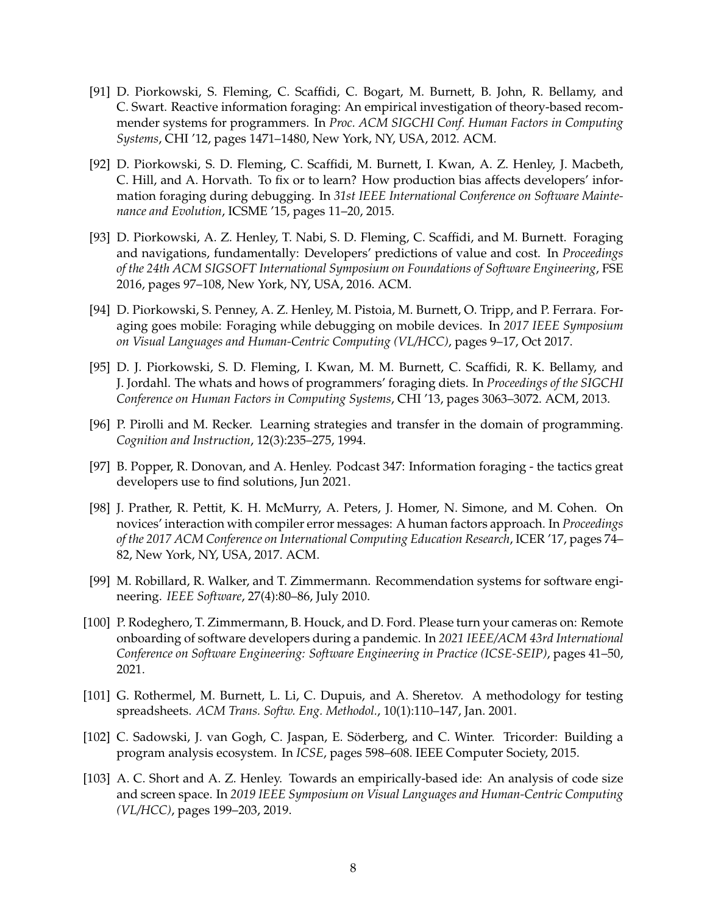[91] D. Piorkowski, S. Fleming, C. Scaffidi, C. Bogart, M. Burnett, B. John, R. Bellamy, and C. Swart. Reactive information foraging: An empirical investigation of theory-based recommender systems for programmers. In *Proc. ACM SIGCHI Conf. Human Factors in Computing Systems*, CHI '12, pages 1471–1480, New York, NY, USA, 2012. ACM.

[92] D. Piorkowski, S. D. Fleming, C. Scaffidi, M. Burnett, I. Kwan, A. Z. Henley, J. Macbeth, C. Hill, and A. Horvath. To fix or to learn? How production bias affects developers' information foraging during debugging. In *31st IEEE International Conference on Software Maintenance and Evolution*, ICSME '15, pages 11–20, 2015.

[93] D. Piorkowski, A. Z. Henley, T. Nabi, S. D. Fleming, C. Scaffidi, and M. Burnett. Foraging and navigations, fundamentally: Developers' predictions of value and cost. In *Proceedings of the 24th ACM SIGSOFT International Symposium on Foundations of Software Engineering*, FSE 2016, pages 97–108, New York, NY, USA, 2016. ACM.

[94] D. Piorkowski, S. Penney, A. Z. Henley, M. Pistoia, M. Burnett, O. Tripp, and P. Ferrara. Foraging goes mobile: Foraging while debugging on mobile devices. In *2017 IEEE Symposium on Visual Languages and Human-Centric Computing (VL/HCC)*, pages 9–17, Oct 2017.

[95] D. J. Piorkowski, S. D. Fleming, I. Kwan, M. M. Burnett, C. Scaffidi, R. K. Bellamy, and J. Jordahl. The whats and hows of programmers' foraging diets. In *Proceedings of the SIGCHI Conference on Human Factors in Computing Systems*, CHI '13, pages 3063–3072. ACM, 2013.

[96] P. Pirolli and M. Recker. Learning strategies and transfer in the domain of programming. *Cognition and Instruction*, 12(3):235–275, 1994.

[97] B. Popper, R. Donovan, and A. Henley. Podcast 347: Information foraging - the tactics great developers use to find solutions, Jun 2021.

[98] J. Prather, R. Pettit, K. H. McMurry, A. Peters, J. Homer, N. Simone, and M. Cohen. On novices' interaction with compiler error messages: A human factors approach. In *Proceedings of the 2017 ACM Conference on International Computing Education Research*, ICER '17, pages 74–82, New York, NY, USA, 2017. ACM.

[99] M. Robillard, R. Walker, and T. Zimmermann. Recommendation systems for software engineering. *IEEE Software*, 27(4):80–86, July 2010.

[100] P. Rodeghero, T. Zimmermann, B. Houck, and D. Ford. Please turn your cameras on: Remote onboarding of software developers during a pandemic. In *2021 IEEE/ACM 43rd International Conference on Software Engineering: Software Engineering in Practice (ICSE-SEIP)*, pages 41–50, 2021.

[101] G. Rothermel, M. Burnett, L. Li, C. Dupuis, and A. Sheretov. A methodology for testing spreadsheets. *ACM Trans. Softw. Eng. Methodol.*, 10(1):110–147, Jan. 2001.

[102] C. Sadowski, J. van Gogh, C. Jaspan, E. Söderberg, and C. Winter. Tricorder: Building a program analysis ecosystem. In *ICSE*, pages 598–608. IEEE Computer Society, 2015.

[103] A. C. Short and A. Z. Henley. Towards an empirically-based ide: An analysis of code size and screen space. In *2019 IEEE Symposium on Visual Languages and Human-Centric Computing (VL/HCC)*, pages 199–203, 2019.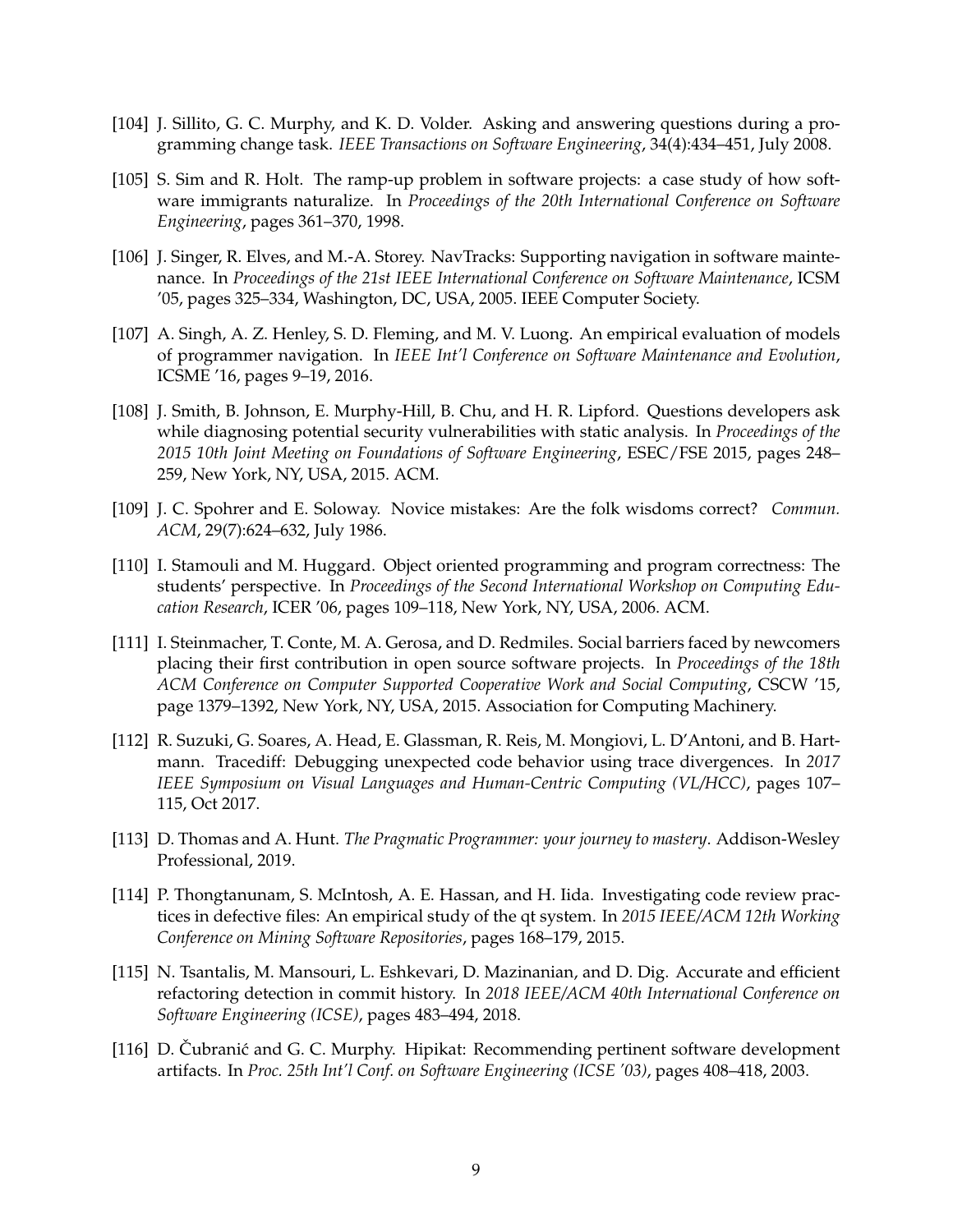[104] J. Sillito, G. C. Murphy, and K. D. Volder. Asking and answering questions during a programming change task. *IEEE Transactions on Software Engineering*, 34(4):434–451, July 2008.

[105] S. Sim and R. Holt. The ramp-up problem in software projects: a case study of how software immigrants naturalize. In *Proceedings of the 20th International Conference on Software Engineering*, pages 361–370, 1998.

[106] J. Singer, R. Elves, and M.-A. Storey. NavTracks: Supporting navigation in software maintenance. In *Proceedings of the 21st IEEE International Conference on Software Maintenance*, ICSM '05, pages 325–334, Washington, DC, USA, 2005. IEEE Computer Society.

[107] A. Singh, A. Z. Henley, S. D. Fleming, and M. V. Luong. An empirical evaluation of models of programmer navigation. In *IEEE Int'l Conference on Software Maintenance and Evolution*, ICSME '16, pages 9–19, 2016.

[108] J. Smith, B. Johnson, E. Murphy-Hill, B. Chu, and H. R. Lipford. Questions developers ask while diagnosing potential security vulnerabilities with static analysis. In *Proceedings of the 2015 10th Joint Meeting on Foundations of Software Engineering*, ESEC/FSE 2015, pages 248–259, New York, NY, USA, 2015. ACM.

[109] J. C. Spohrer and E. Soloway. Novice mistakes: Are the folk wisdoms correct? *Commun. ACM*, 29(7):624–632, July 1986.

[110] I. Stamouli and M. Huggard. Object oriented programming and program correctness: The students' perspective. In *Proceedings of the Second International Workshop on Computing Education Research*, ICER '06, pages 109–118, New York, NY, USA, 2006. ACM.

[111] I. Steinmacher, T. Conte, M. A. Gerosa, and D. Redmiles. Social barriers faced by newcomers placing their first contribution in open source software projects. In *Proceedings of the 18th ACM Conference on Computer Supported Cooperative Work and Social Computing*, CSCW '15, page 1379–1392, New York, NY, USA, 2015. Association for Computing Machinery.

[112] R. Suzuki, G. Soares, A. Head, E. Glassman, R. Reis, M. Mongiovi, L. D'Antoni, and B. Hartmann. Tracediff: Debugging unexpected code behavior using trace divergences. In *2017 IEEE Symposium on Visual Languages and Human-Centric Computing (VL/HCC)*, pages 107–115, Oct 2017.

[113] D. Thomas and A. Hunt. *The Pragmatic Programmer: your journey to mastery*. Addison-Wesley Professional, 2019.

[114] P. Thongtanunam, S. McIntosh, A. E. Hassan, and H. Iida. Investigating code review practices in defective files: An empirical study of the qt system. In *2015 IEEE/ACM 12th Working Conference on Mining Software Repositories*, pages 168–179, 2015.

[115] N. Tsantalis, M. Mansouri, L. Eshkevari, D. Mazinanian, and D. Dig. Accurate and efficient refactoring detection in commit history. In *2018 IEEE/ACM 40th International Conference on Software Engineering (ICSE)*, pages 483–494, 2018.

[116] D. Čubranić and G. C. Murphy. Hipikat: Recommending pertinent software development artifacts. In *Proc. 25th Int'l Conf. on Software Engineering (ICSE '03)*, pages 408–418, 2003.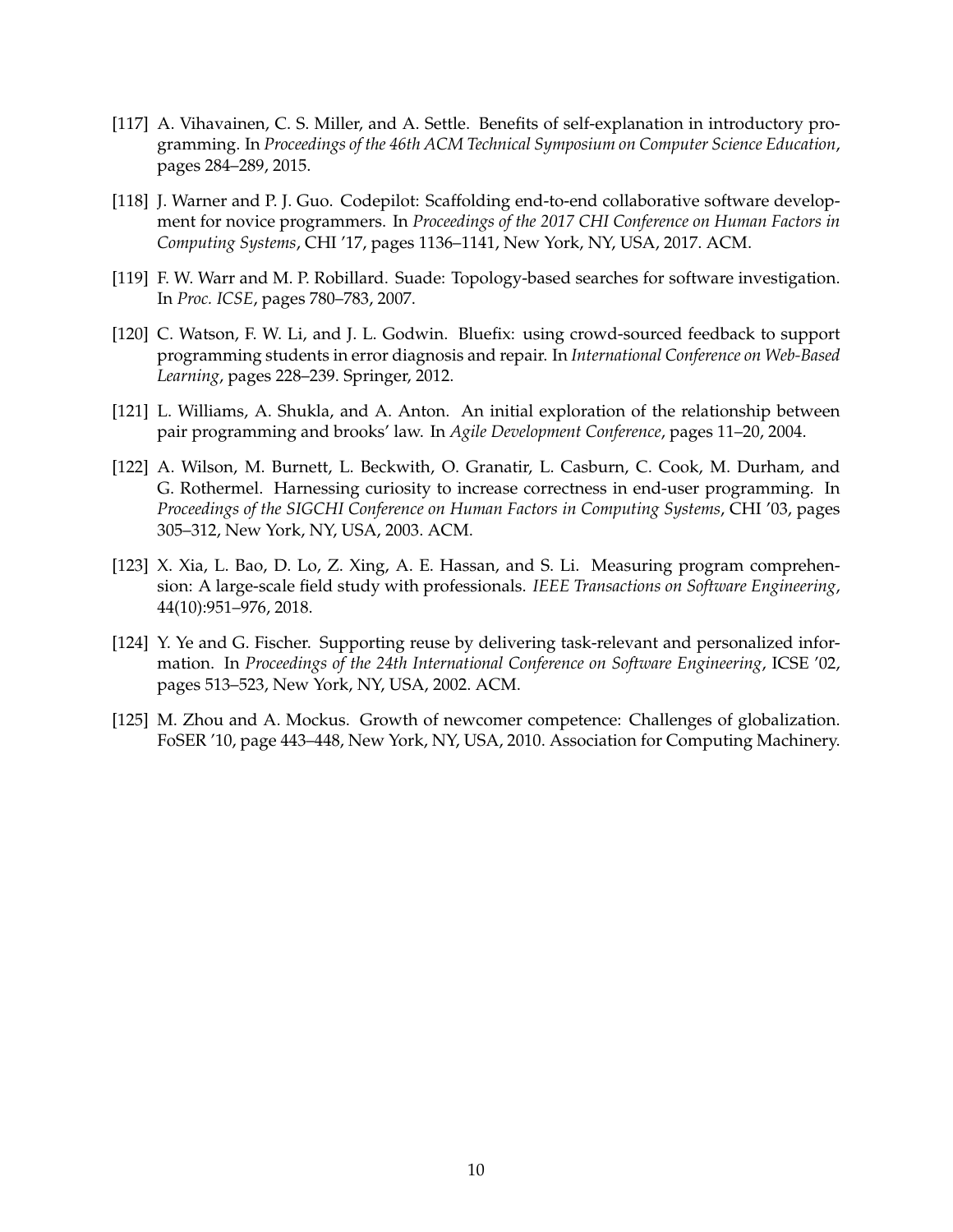[117] A. Vihavainen, C. S. Miller, and A. Settle. Benefits of self-explanation in introductory programming. In *Proceedings of the 46th ACM Technical Symposium on Computer Science Education*, pages 284–289, 2015.

[118] J. Warner and P. J. Guo. Codepilot: Scaffolding end-to-end collaborative software development for novice programmers. In *Proceedings of the 2017 CHI Conference on Human Factors in Computing Systems*, CHI '17, pages 1136–1141, New York, NY, USA, 2017. ACM.

[119] F. W. Warr and M. P. Robillard. Suade: Topology-based searches for software investigation. In *Proc. ICSE*, pages 780–783, 2007.

[120] C. Watson, F. W. Li, and J. L. Godwin. Bluefix: using crowd-sourced feedback to support programming students in error diagnosis and repair. In *International Conference on Web-Based Learning*, pages 228–239. Springer, 2012.

[121] L. Williams, A. Shukla, and A. Anton. An initial exploration of the relationship between pair programming and brooks' law. In *Agile Development Conference*, pages 11–20, 2004.

[122] A. Wilson, M. Burnett, L. Beckwith, O. Granatir, L. Casburn, C. Cook, M. Durham, and G. Rothermel. Harnessing curiosity to increase correctness in end-user programming. In *Proceedings of the SIGCHI Conference on Human Factors in Computing Systems*, CHI '03, pages 305–312, New York, NY, USA, 2003. ACM.

[123] X. Xia, L. Bao, D. Lo, Z. Xing, A. E. Hassan, and S. Li. Measuring program comprehension: A large-scale field study with professionals. *IEEE Transactions on Software Engineering*, 44(10):951–976, 2018.

[124] Y. Ye and G. Fischer. Supporting reuse by delivering task-relevant and personalized information. In *Proceedings of the 24th International Conference on Software Engineering*, ICSE '02, pages 513–523, New York, NY, USA, 2002. ACM.

[125] M. Zhou and A. Mockus. Growth of newcomer competence: Challenges of globalization. FoSER '10, page 443–448, New York, NY, USA, 2010. Association for Computing Machinery.